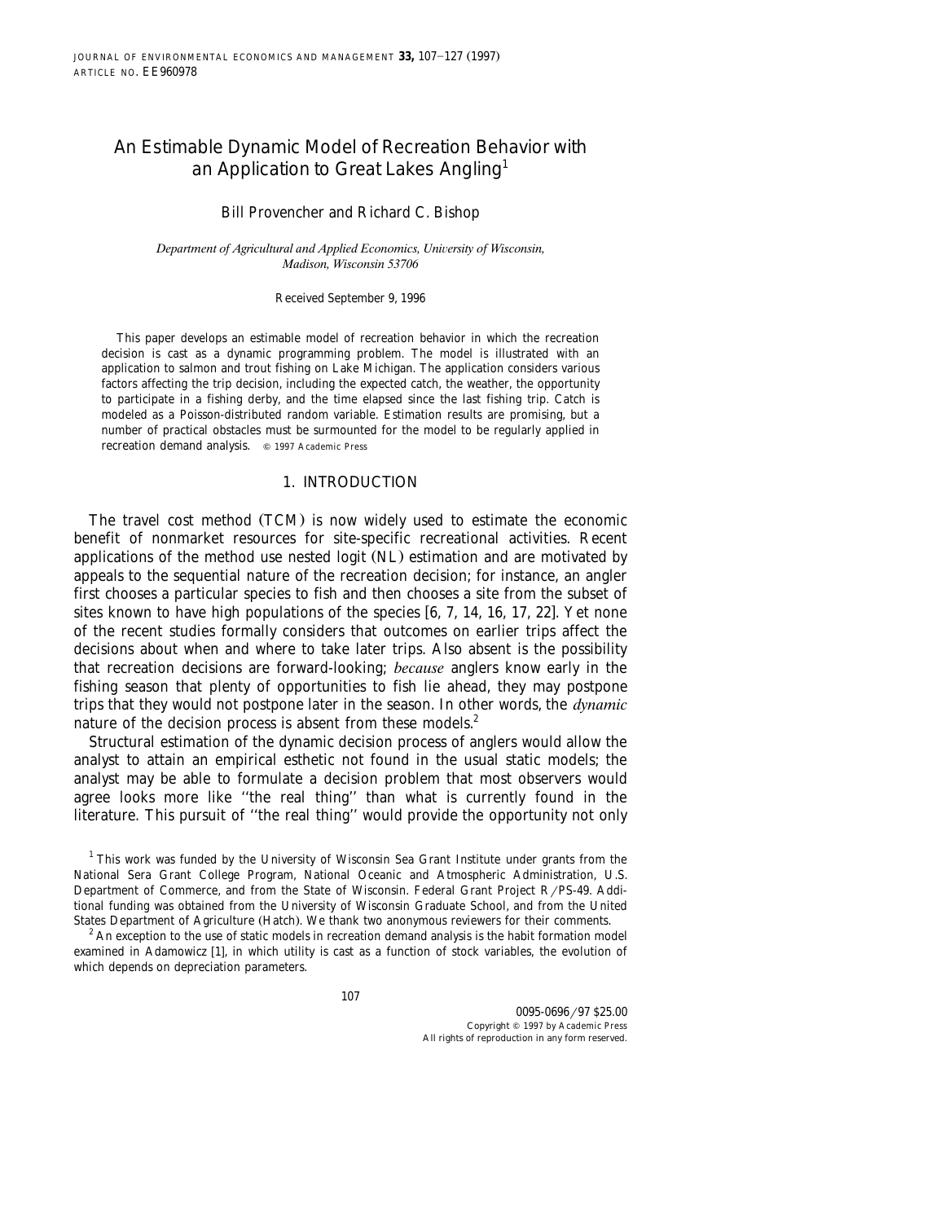# An Estimable Dynamic Model of Recreation Behavior with an Application to Great Lakes Angling[1]

Bill Provencher and Richard C. Bishop

*Department of Agricultural and Applied Economics, University of Wisconsin, Madison, Wisconsin 53706*

Received September 9, 1996

This paper develops an estimable model of recreation behavior in which the recreation decision is cast as a dynamic programming problem. The model is illustrated with an application to salmon and trout fishing on Lake Michigan. The application considers various factors affecting the trip decision, including the expected catch, the weather, the opportunity to participate in a fishing derby, and the time elapsed since the last fishing trip. Catch is modeled as a Poisson-distributed random variable. Estimation results are promising, but a number of practical obstacles must be surmounted for the model to be regularly applied in recreation demand analysis. © 1997 Academic Press

## 1. INTRODUCTION

The travel cost method (TCM) is now widely used to estimate the economic benefit of nonmarket resources for site-specific recreational activities. Recent applications of the method use nested logit (NL) estimation and are motivated by appeals to the sequential nature of the recreation decision; for instance, an angler first chooses a particular species to fish and then chooses a site from the subset of sites known to have high populations of the species [6, 7, 14, 16, 17, 22]. Yet none of the recent studies formally considers that outcomes on earlier trips affect the decisions about when and where to take later trips. Also absent is the possibility that recreation decisions are forward-looking; *because* anglers know early in the fishing season that plenty of opportunities to fish lie ahead, they may postpone trips that they would not postpone later in the season. In other words, the *dynamic* nature of the decision process is absent from these models.[2]

Structural estimation of the dynamic decision process of anglers would allow the analyst to attain an empirical esthetic not found in the usual static models; the analyst may be able to formulate a decision problem that most observers would agree looks more like "the real thing" than what is currently found in the literature. This pursuit of "the real thing" would provide the opportunity not only

[1] This work was funded by the University of Wisconsin Sea Grant Institute under grants from the National Sera Grant College Program, National Oceanic and Atmospheric Administration, U.S. Department of Commerce, and from the State of Wisconsin. Federal Grant Project R/PS-49. Additional funding was obtained from the University of Wisconsin Graduate School, and from the United States Department of Agriculture (Hatch). We thank two anonymous reviewers for their comments.

[2] An exception to the use of static models in recreation demand analysis is the habit formation model examined in Adamowicz [1], in which utility is cast as a function of stock variables, the evolution of which depends on depreciation parameters.

0095-0696/97 $25.00
Copyright © 1997 by Academic Press
All rights of reproduction in any form reserved.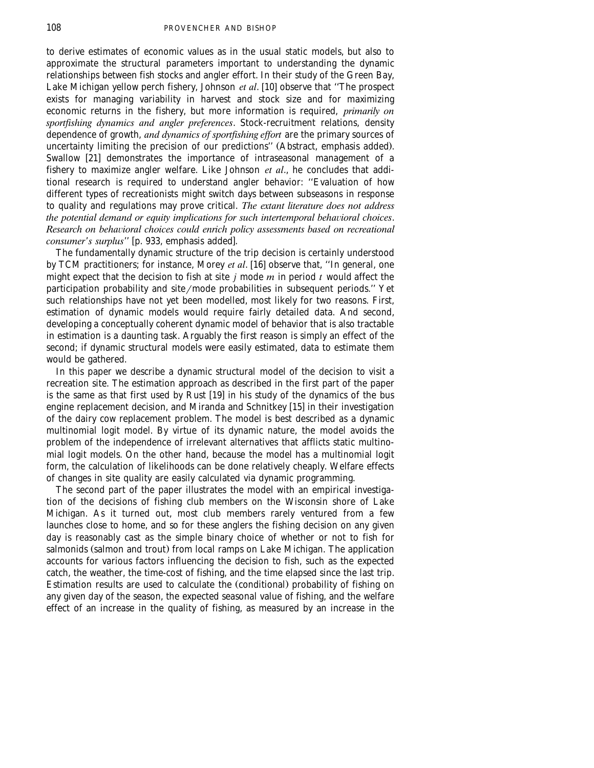to derive estimates of economic values as in the usual static models, but also to approximate the structural parameters important to understanding the dynamic relationships between fish stocks and angler effort. In their study of the Green Bay, Lake Michigan yellow perch fishery, Johnson *et al*. [10] observe that "The prospect exists for managing variability in harvest and stock size and for maximizing economic returns in the fishery, but more information is required, *primarily on sportfishing dynamics and angler preferences*. Stock-recruitment relations, density dependence of growth, *and dynamics of sportfishing effort* are the primary sources of uncertainty limiting the precision of our predictions" (Abstract, emphasis added). Swallow [21] demonstrates the importance of intraseasonal management of a fishery to maximize angler welfare. Like Johnson *et al*., he concludes that additional research is required to understand angler behavior: "Evaluation of how different types of recreationists might switch days between subseasons in response to quality and regulations may prove critical. *The extant literature does not address the potential demand or equity implications for such intertemporal behavioral choices. Research on behavioral choices could enrich policy assessments based on recreational consumer's surplus*" [p. 933, emphasis added].

The fundamentally dynamic structure of the trip decision is certainly understood by TCM practitioners; for instance, Morey *et al*. [16] observe that, "In general, one might expect that the decision to fish at site $j$ mode $m$ in period $t$ would affect the participation probability and site/mode probabilities in subsequent periods." Yet such relationships have not yet been modelled, most likely for two reasons. First, estimation of dynamic models would require fairly detailed data. And second, developing a conceptually coherent dynamic model of behavior that is also tractable in estimation is a daunting task. Arguably the first reason is simply an effect of the second; if dynamic structural models were easily estimated, data to estimate them would be gathered.

In this paper we describe a dynamic structural model of the decision to visit a recreation site. The estimation approach as described in the first part of the paper is the same as that first used by Rust [19] in his study of the dynamics of the bus engine replacement decision, and Miranda and Schnitkey [15] in their investigation of the dairy cow replacement problem. The model is best described as a dynamic multinomial logit model. By virtue of its dynamic nature, the model avoids the problem of the independence of irrelevant alternatives that afflicts static multinomial logit models. On the other hand, because the model has a multinomial logit form, the calculation of likelihoods can be done relatively cheaply. Welfare effects of changes in site quality are easily calculated via dynamic programming.

The second part of the paper illustrates the model with an empirical investigation of the decisions of fishing club members on the Wisconsin shore of Lake Michigan. As it turned out, most club members rarely ventured from a few launches close to home, and so for these anglers the fishing decision on any given day is reasonably cast as the simple binary choice of whether or not to fish for salmonids (salmon and trout) from local ramps on Lake Michigan. The application accounts for various factors influencing the decision to fish, such as the expected catch, the weather, the time-cost of fishing, and the time elapsed since the last trip. Estimation results are used to calculate the (conditional) probability of fishing on any given day of the season, the expected seasonal value of fishing, and the welfare effect of an increase in the quality of fishing, as measured by an increase in the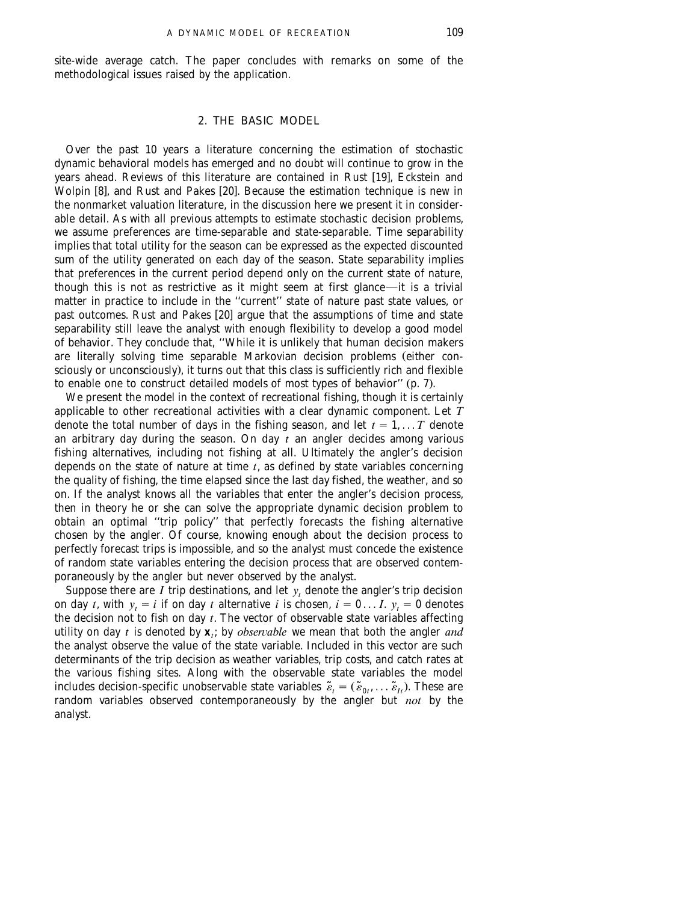site-wide average catch. The paper concludes with remarks on some of the methodological issues raised by the application.

## 2. THE BASIC MODEL

Over the past 10 years a literature concerning the estimation of stochastic dynamic behavioral models has emerged and no doubt will continue to grow in the years ahead. Reviews of this literature are contained in Rust [19], Eckstein and Wolpin [8], and Rust and Pakes [20]. Because the estimation technique is new in the nonmarket valuation literature, in the discussion here we present it in considerable detail. As with all previous attempts to estimate stochastic decision problems, we assume preferences are time-separable and state-separable. Time separability implies that total utility for the season can be expressed as the expected discounted sum of the utility generated on each day of the season. State separability implies that preferences in the current period depend only on the current state of nature, though this is not as restrictive as it might seem at first glance—it is a trivial matter in practice to include in the ''current'' state of nature past state values, or past outcomes. Rust and Pakes [20] argue that the assumptions of time and state separability still leave the analyst with enough flexibility to develop a good model of behavior. They conclude that, ''While it is unlikely that human decision makers are literally solving time separable Markovian decision problems (either consciously or unconsciously), it turns out that this class is sufficiently rich and flexible to enable one to construct detailed models of most types of behavior'' (p. 7).

We present the model in the context of recreational fishing, though it is certainly applicable to other recreational activities with a clear dynamic component. Let $T$ denote the total number of days in the fishing season, and let $t = 1, \dots T$ denote an arbitrary day during the season. On day $t$ an angler decides among various fishing alternatives, including not fishing at all. Ultimately the angler's decision depends on the state of nature at time $t$, as defined by state variables concerning the quality of fishing, the time elapsed since the last day fished, the weather, and so on. If the analyst knows all the variables that enter the angler's decision process, then in theory he or she can solve the appropriate dynamic decision problem to obtain an optimal ''trip policy'' that perfectly forecasts the fishing alternative chosen by the angler. Of course, knowing enough about the decision process to perfectly forecast trips is impossible, and so the analyst must concede the existence of random state variables entering the decision process that are observed contemporaneously by the angler but never observed by the analyst.

Suppose there are $I$ trip destinations, and let $y_t$ denote the angler's trip decision on day $t$, with $y_t = i$ if on day $t$ alternative $i$ is chosen, $i = 0 \dots I$. $y_t = 0$ denotes the decision not to fish on day $t$. The vector of observable state variables affecting utility on day $t$ is denoted by $\mathbf{x}_t$; by *observable* we mean that both the angler *and* the analyst observe the value of the state variable. Included in this vector are such determinants of the trip decision as weather variables, trip costs, and catch rates at the various fishing sites. Along with the observable state variables the model includes decision-specific unobservable state variables $\tilde{\varepsilon}_t = (\tilde{\varepsilon}_{0t}, \dots \tilde{\varepsilon}_{It})$. These are random variables observed contemporaneously by the angler but *not* by the analyst.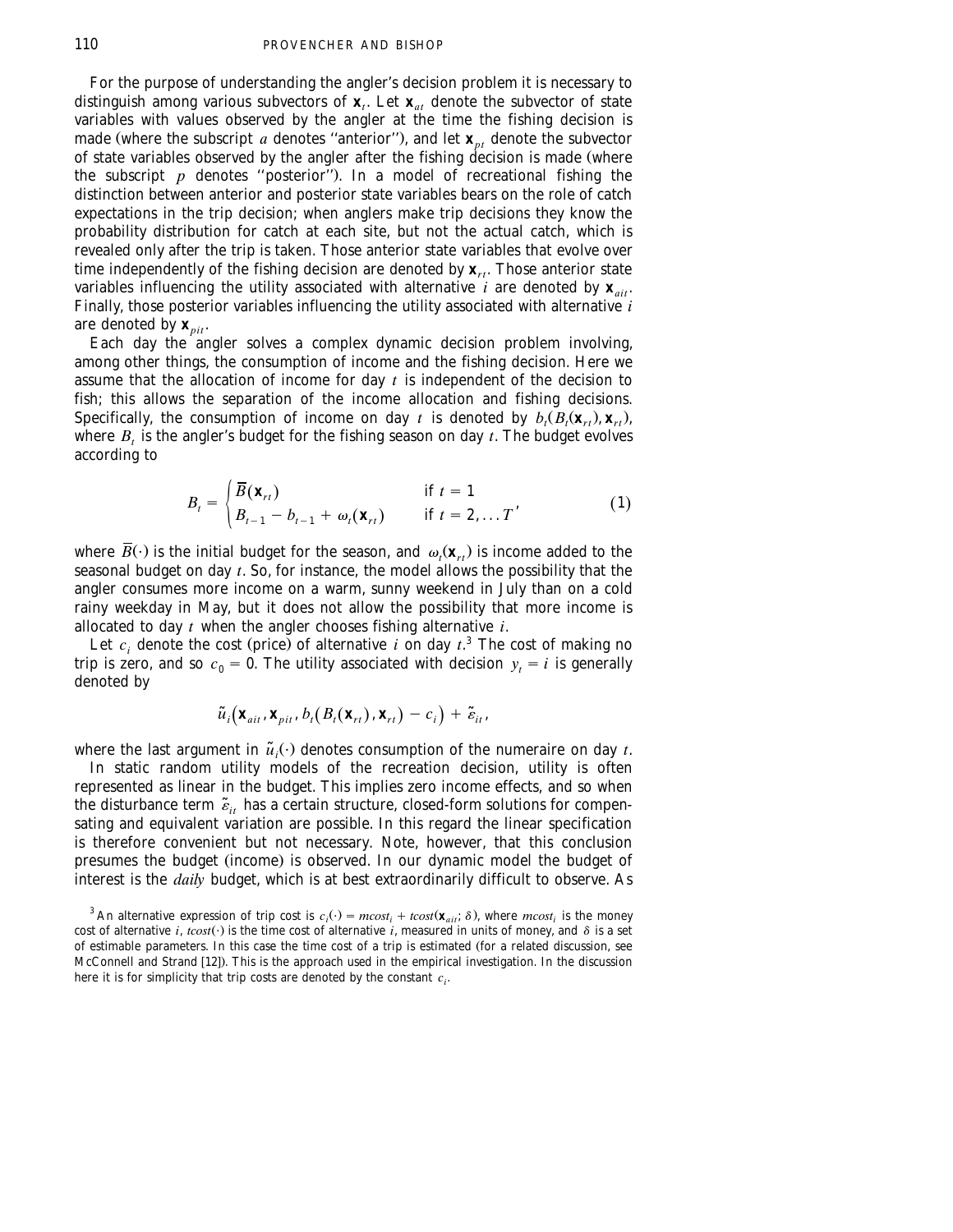For the purpose of understanding the angler's decision problem it is necessary to distinguish among various subvectors of $\mathbf{x}_t$. Let $\mathbf{x}_{at}$ denote the subvector of state variables with values observed by the angler at the time the fishing decision is made (where the subscript $a$ denotes "anterior"), and let $\mathbf{x}_{pt}$ denote the subvector of state variables observed by the angler after the fishing decision is made (where the subscript $p$ denotes "posterior"). In a model of recreational fishing the distinction between anterior and posterior state variables bears on the role of catch expectations in the trip decision; when anglers make trip decisions they know the probability distribution for catch at each site, but not the actual catch, which is revealed only after the trip is taken. Those anterior state variables that evolve over time independently of the fishing decision are denoted by $\mathbf{x}_{rt}$. Those anterior state variables influencing the utility associated with alternative $i$ are denoted by $\mathbf{x}_{ait}$. Finally, those posterior variables influencing the utility associated with alternative $i$ are denoted by $\mathbf{x}_{pit}$.

Each day the angler solves a complex dynamic decision problem involving, among other things, the consumption of income and the fishing decision. Here we assume that the allocation of income for day $t$ is independent of the decision to fish; this allows the separation of the income allocation and fishing decisions. Specifically, the consumption of income on day $t$ is denoted by $b_t(B_t(\mathbf{x}_{rt}), \mathbf{x}_{rt})$, where $B_t$ is the angler's budget for the fishing season on day $t$. The budget evolves according to

$$B_t = \begin{cases} \overline{B}(\mathbf{x}_{rt}) & \text{if } t = 1 \\ B_{t-1} - b_{t-1} + \omega_t(\mathbf{x}_{rt}) & \text{if } t = 2, \ldots T \end{cases}, \tag{1}$$

where $\overline{B}(\cdot)$ is the initial budget for the season, and $\omega_t(\mathbf{x}_{rt})$ is income added to the seasonal budget on day $t$. So, for instance, the model allows the possibility that the angler consumes more income on a warm, sunny weekend in July than on a cold rainy weekday in May, but it does not allow the possibility that more income is allocated to day $t$ when the angler chooses fishing alternative $i$.

Let $c_i$ denote the cost (price) of alternative $i$ on day $t$.[3] The cost of making no trip is zero, and so $c_0 = 0$. The utility associated with decision $y_t = i$ is generally denoted by

$$\tilde{u}_i\big(\mathbf{x}_{ait}, \mathbf{x}_{pit}, b_t\big(B_t(\mathbf{x}_{rt}), \mathbf{x}_{rt}\big) - c_i\big) + \tilde{\varepsilon}_{it},$$

where the last argument in $\tilde{u}_i(\cdot)$ denotes consumption of the numeraire on day $t$.

In static random utility models of the recreation decision, utility is often represented as linear in the budget. This implies zero income effects, and so when the disturbance term $\tilde{\varepsilon}_{it}$ has a certain structure, closed-form solutions for compensating and equivalent variation are possible. In this regard the linear specification is therefore convenient but not necessary. Note, however, that this conclusion presumes the budget (income) is observed. In our dynamic model the budget of interest is the *daily* budget, which is at best extraordinarily difficult to observe. As

[3] An alternative expression of trip cost is $c_i(\cdot) = mcost_i + tcost(\mathbf{x}_{ait}; \delta)$, where $mcost_i$ is the money cost of alternative $i$, $tcost(\cdot)$ is the time cost of alternative $i$, measured in units of money, and $\delta$ is a set of estimable parameters. In this case the time cost of a trip is estimated (for a related discussion, see McConnell and Strand [12]). This is the approach used in the empirical investigation. In the discussion here it is for simplicity that trip costs are denoted by the constant $c_i$.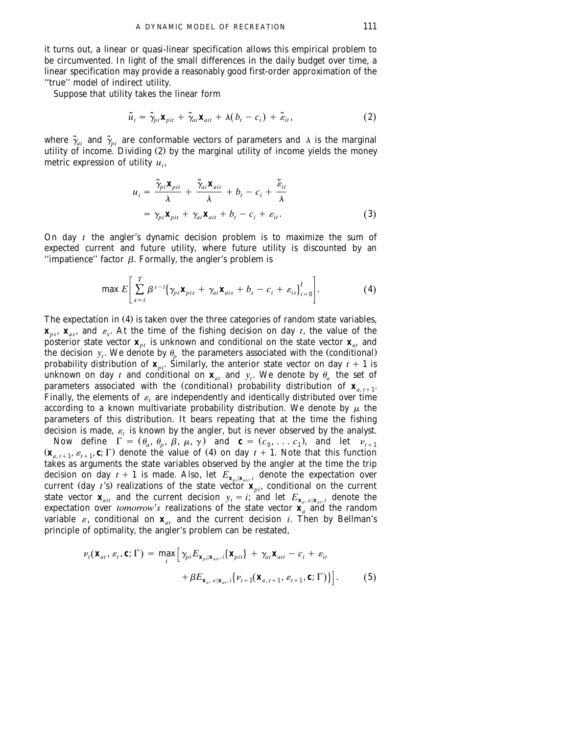it turns out, a linear or quasi-linear specification allows this empirical problem to be circumvented. In light of the small differences in the daily budget over time, a linear specification may provide a reasonably good first-order approximation of the "true" model of indirect utility.

Suppose that utility takes the linear form

$$\tilde{u}_i = \tilde{\gamma}_{pi}\mathbf{x}_{pit} + \tilde{\gamma}_{ai}\mathbf{x}_{ait} + \lambda(b_t - c_i) + \tilde{\varepsilon}_{it}, \tag{2}$$

where $\tilde{\gamma}_{ai}$ and $\tilde{\gamma}_{pi}$ are conformable vectors of parameters and $\lambda$ is the marginal utility of income. Dividing (2) by the marginal utility of income yields the money metric expression of utility $u_i$,

$$\begin{aligned} u_i &= \frac{\tilde{\gamma}_{pi}\mathbf{x}_{pit}}{\lambda} + \frac{\tilde{\gamma}_{ai}\mathbf{x}_{ait}}{\lambda} + b_t - c_i + \frac{\tilde{\varepsilon}_{it}}{\lambda} \\ &= \gamma_{pi}\mathbf{x}_{pit} + \gamma_{ai}\mathbf{x}_{ait} + b_t - c_i + \varepsilon_{it}. \end{aligned} \tag{3}$$

On day $t$ the angler's dynamic decision problem is to maximize the sum of expected current and future utility, where future utility is discounted by an "impatience" factor $\beta$. Formally, the angler's problem is

$$\max E\left[\sum_{s=t}^{T} \beta^{s-t}\left\{\gamma_{pi}\mathbf{x}_{pis} + \gamma_{ai}\mathbf{x}_{ais} + b_s - c_i + \varepsilon_{is}\right\}_{i=0}^{I}\right]. \tag{4}$$

The expectation in (4) is taken over the three categories of random state variables, $\mathbf{x}_{ps}$, $\mathbf{x}_{as}$, and $\varepsilon_s$. At the time of the fishing decision on day $t$, the value of the posterior state vector $\mathbf{x}_{pt}$ is unknown and conditional on the state vector $\mathbf{x}_{at}$ and the decision $y_t$. We denote by $\theta_p$ the parameters associated with the (conditional) probability distribution of $\mathbf{x}_{pt}$. Similarly, the anterior state vector on day $t+1$ is unknown on day $t$ and conditional on $\mathbf{x}_{at}$ and $y_t$. We denote by $\theta_a$ the set of parameters associated with the (conditional) probability distribution of $\mathbf{x}_{a,t+1}$. Finally, the elements of $\varepsilon_t$ are independently and identically distributed over time according to a known multivariate probability distribution. We denote by $\mu$ the parameters of this distribution. It bears repeating that at the time the fishing decision is made, $\varepsilon_t$ is known by the angler, but is never observed by the analyst.

Now define $\Gamma = (\theta_a, \theta_p, \beta, \mu, \gamma)$ and $\mathbf{c} = (c_0, \ldots c_1)$, and let $\nu_{t+1}(\mathbf{x}_{a,t+1}, \varepsilon_{t+1}, \mathbf{c}; \Gamma)$ denote the value of (4) on day $t+1$. Note that this function takes as arguments the state variables observed by the angler at the time the trip decision on day $t+1$ is made. Also, let $E_{\mathbf{x}_{pi}|\mathbf{x}_{ait}, i}$ denote the expectation over current (day $t$'s) realizations of the state vector $\mathbf{x}_{pi}$, conditional on the current state vector $\mathbf{x}_{ait}$ and the current decision $y_t = i$; and let $E_{\mathbf{x}_a, \varepsilon|\mathbf{x}_{at}, i}$ denote the expectation over *tomorrow's* realizations of the state vector $\mathbf{x}_a$ and the random variable $\varepsilon$, conditional on $\mathbf{x}_{at}$ and the current decision $i$. Then by Bellman's principle of optimality, the angler's problem can be restated,

$$\begin{aligned} \nu_t(\mathbf{x}_{at}, \varepsilon_t, \mathbf{c}; \Gamma) = \max_i \Big[ &\gamma_{pi} E_{\mathbf{x}_{pi}|\mathbf{x}_{ait}, i}\{\mathbf{x}_{pit}\} + \gamma_{ai}\mathbf{x}_{ait} - c_i + \varepsilon_{it} \\ &+ \beta E_{\mathbf{x}_a, \varepsilon|\mathbf{x}_{at}, i}\{\nu_{t+1}(\mathbf{x}_{a,t+1}, \varepsilon_{t+1}, \mathbf{c}; \Gamma)\}\Big]. \end{aligned} \tag{5}$$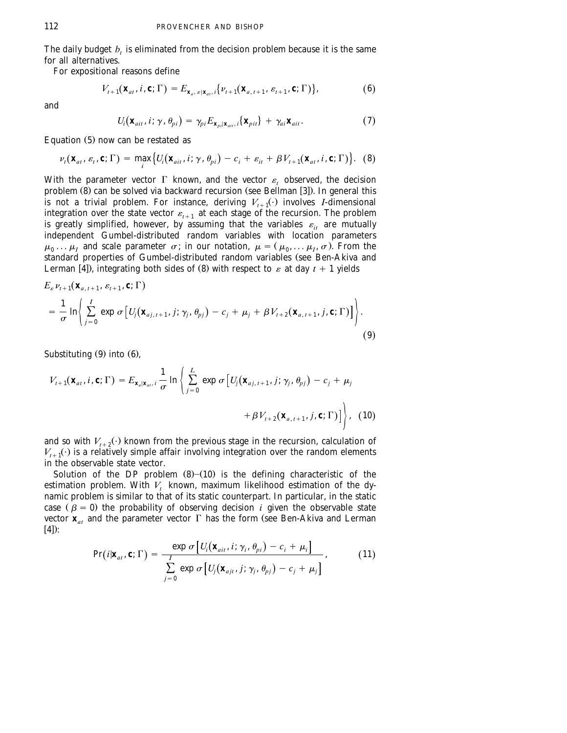The daily budget $b_t$ is eliminated from the decision problem because it is the same for all alternatives.

For expositional reasons define

$$V_{t+1}(\mathbf{x}_{at}, i, \mathbf{c}; \Gamma) = E_{\mathbf{x}_a, \varepsilon | \mathbf{x}_{at}, i}\{\nu_{t+1}(\mathbf{x}_{a,t+1}, \varepsilon_{t+1}, \mathbf{c}; \Gamma)\}, \tag{6}$$

and

$$U_i(\mathbf{x}_{ait}, i; \gamma, \theta_{pi}) = \gamma_{pi} E_{\mathbf{x}_{pi}|\mathbf{x}_{ait}, i}\{\mathbf{x}_{pit}\} + \gamma_{ai}\mathbf{x}_{ait}. \tag{7}$$

Equation (5) now can be restated as

$$\nu_t(\mathbf{x}_{at}, \varepsilon_t, \mathbf{c}; \Gamma) = \max_i \{U_i(\mathbf{x}_{ait}, i; \gamma, \theta_{pi}) - c_i + \varepsilon_{it} + \beta V_{t+1}(\mathbf{x}_{at}, i, \mathbf{c}; \Gamma)\}. \tag{8}$$

With the parameter vector $\Gamma$ known, and the vector $\varepsilon_t$ observed, the decision problem (8) can be solved via backward recursion (see Bellman [3]). In general this is not a trivial problem. For instance, deriving $V_{t+1}(\cdot)$ involves $I$-dimensional integration over the state vector $\varepsilon_{t+1}$ at each stage of the recursion. The problem is greatly simplified, however, by assuming that the variables $\varepsilon_{it}$ are mutually independent Gumbel-distributed random variables with location parameters $\mu_0 \ldots \mu_I$ and scale parameter $\sigma$; in our notation, $\mu = (\mu_0, \ldots \mu_I, \sigma)$. From the standard properties of Gumbel-distributed random variables (see Ben-Akiva and Lerman [4]), integrating both sides of (8) with respect to $\varepsilon$ at day $t+1$ yields

$$E_\varepsilon \nu_{t+1}(\mathbf{x}_{a,t+1}, \varepsilon_{t+1}, \mathbf{c}; \Gamma) = \frac{1}{\sigma} \ln \left\{ \sum_{j=0}^{I} \exp \sigma\left[U_j(\mathbf{x}_{aj,t+1}, j; \gamma_j, \theta_{pj}) - c_j + \mu_j + \beta V_{t+2}(\mathbf{x}_{a,t+1}, j, \mathbf{c}; \Gamma)\right] \right\}. \tag{9}$$

Substituting (9) into (6),

$$V_{t+1}(\mathbf{x}_{at}, i, \mathbf{c}; \Gamma) = E_{\mathbf{x}_a|\mathbf{x}_{at}, i} \frac{1}{\sigma} \ln \left\{ \sum_{j=0}^{L} \exp \sigma\left[U_j(\mathbf{x}_{aj,t+1}, j; \gamma_j, \theta_{pj}) - c_j + \mu_j + \beta V_{t+2}(\mathbf{x}_{a,t+1}, j, \mathbf{c}; \Gamma)\right] \right\}, \tag{10}$$

and so with $V_{t+2}(\cdot)$ known from the previous stage in the recursion, calculation of $V_{t+1}(\cdot)$ is a relatively simple affair involving integration over the random elements in the observable state vector.

Solution of the DP problem (8)–(10) is the defining characteristic of the estimation problem. With $V_t$ known, maximum likelihood estimation of the dynamic problem is similar to that of its static counterpart. In particular, in the static case ($\beta = 0$) the probability of observing decision $i$ given the observable state vector $\mathbf{x}_{at}$ and the parameter vector $\Gamma$ has the form (see Ben-Akiva and Lerman [4]):

$$\Pr(i|\mathbf{x}_{at}, \mathbf{c}; \Gamma) = \frac{\exp \sigma\left[U_i(\mathbf{x}_{ait}, i; \gamma_i, \theta_{pi}) - c_i + \mu_i\right]}{\sum_{j=0}^{I} \exp \sigma\left[U_j(\mathbf{x}_{ajt}, j; \gamma_j, \theta_{pj}) - c_j + \mu_j\right]}, \tag{11}$$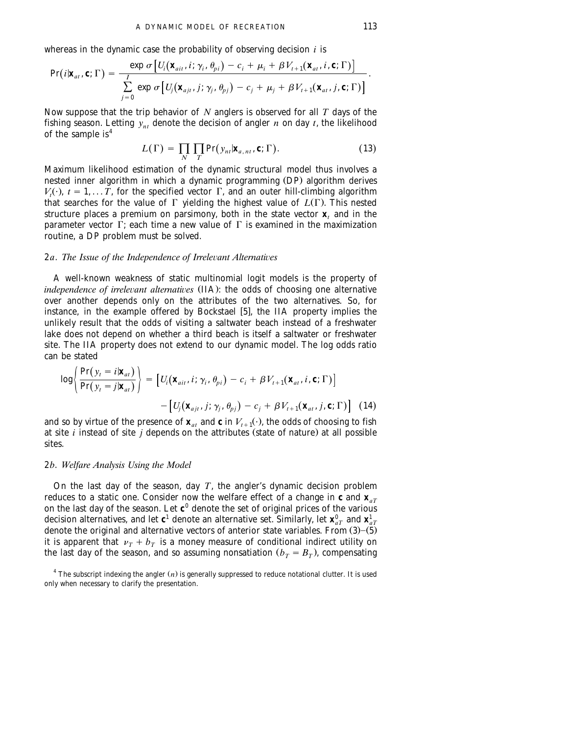whereas in the dynamic case the probability of observing decision $i$ is

$$\Pr(i|\mathbf{x}_{at}, \mathbf{c}; \Gamma) = \frac{\exp \sigma\left[U_i(\mathbf{x}_{ait}, i; \gamma_i, \theta_{pi}) - c_i + \mu_i + \beta V_{t+1}(\mathbf{x}_{at}, i, \mathbf{c}; \Gamma)\right]}{\sum_{j=0}^{I} \exp \sigma\left[U_j(\mathbf{x}_{ajt}, j; \gamma_j, \theta_{pj}) - c_j + \mu_j + \beta V_{t+1}(\mathbf{x}_{at}, j, \mathbf{c}; \Gamma)\right]}.$$

Now suppose that the trip behavior of $N$ anglers is observed for all $T$ days of the fishing season. Letting $y_{nt}$ denote the decision of angler $n$ on day $t$, the likelihood of the sample is[4]

$$L(\Gamma) = \prod_N \prod_T \Pr(y_{nt}|\mathbf{x}_{a,nt}, \mathbf{c}; \Gamma). \tag{13}$$

Maximum likelihood estimation of the dynamic structural model thus involves a nested inner algorithm in which a dynamic programming (DP) algorithm derives $V_t(\cdot)$, $t = 1, \ldots T$, for the specified vector $\Gamma$, and an outer hill-climbing algorithm that searches for the value of $\Gamma$ yielding the highest value of $L(\Gamma)$. This nested structure places a premium on parsimony, both in the state vector $\mathbf{x}_t$ and in the parameter vector $\Gamma$; each time a new value of $\Gamma$ is examined in the maximization routine, a DP problem must be solved.

### 2*a*. *The Issue of the Independence of Irrelevant Alternatives*

A well-known weakness of static multinomial logit models is the property of *independence of irrelevant alternatives* (IIA): the odds of choosing one alternative over another depends only on the attributes of the two alternatives. So, for instance, in the example offered by Bockstael [5], the IIA property implies the unlikely result that the odds of visiting a saltwater beach instead of a freshwater lake does not depend on whether a third beach is itself a saltwater or freshwater site. The IIA property does not extend to our dynamic model. The log odds ratio can be stated

$$\log\left\{\frac{\Pr(y_t = i|\mathbf{x}_{at})}{\Pr(y_t = j|\mathbf{x}_{at})}\right\} = \left[U_i(\mathbf{x}_{ait}, i; \gamma_i, \theta_{pi}) - c_i + \beta V_{t+1}(\mathbf{x}_{at}, i, \mathbf{c}; \Gamma)\right] - \left[U_j(\mathbf{x}_{ajt}, j; \gamma_j, \theta_{pj}) - c_j + \beta V_{t+1}(\mathbf{x}_{at}, j, \mathbf{c}; \Gamma)\right] \tag{14}$$

and so by virtue of the presence of $\mathbf{x}_{at}$ and $\mathbf{c}$ in $V_{t+1}(\cdot)$, the odds of choosing to fish at site $i$ instead of site $j$ depends on the attributes (state of nature) at all possible sites.

### 2*b*. *Welfare Analysis Using the Model*

On the last day of the season, day $T$, the angler's dynamic decision problem reduces to a static one. Consider now the welfare effect of a change in $\mathbf{c}$ and $\mathbf{x}_{aT}$ on the last day of the season. Let $\mathbf{c}^0$ denote the set of original prices of the various decision alternatives, and let $\mathbf{c}^1$ denote an alternative set. Similarly, let $\mathbf{x}_{aT}^0$ and $\mathbf{x}_{aT}^1$ denote the original and alternative vectors of anterior state variables. From (3)–(5) it is apparent that $\nu_T + b_T$ is a money measure of conditional indirect utility on the last day of the season, and so assuming nonsatiation ($b_T = B_T$), compensating

[4] The subscript indexing the angler ($n$) is generally suppressed to reduce notational clutter. It is used only when necessary to clarify the presentation.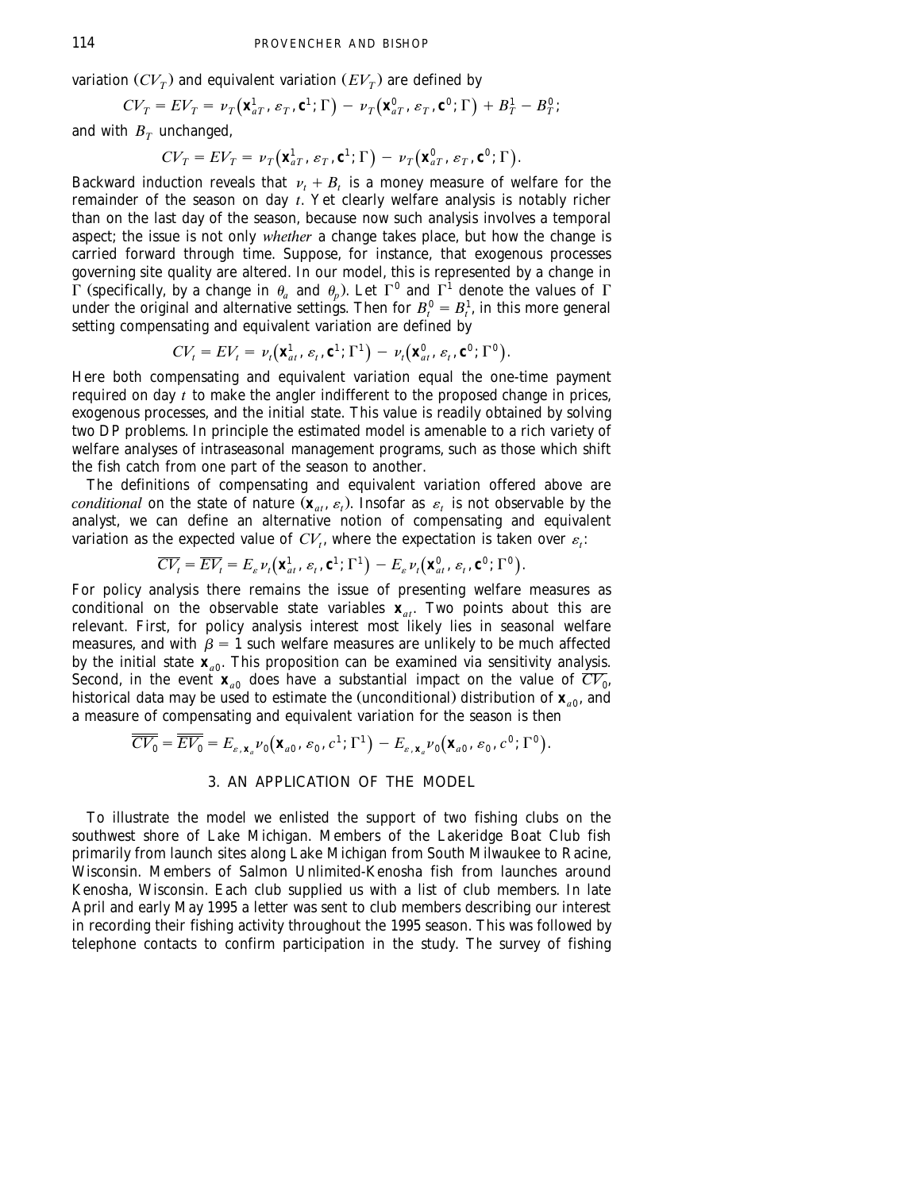variation ($CV_T$) and equivalent variation ($EV_T$) are defined by

$$CV_T = EV_T = \nu_T\left(\mathbf{x}_{aT}^1, \varepsilon_T, \mathbf{c}^1; \Gamma\right) - \nu_T\left(\mathbf{x}_{aT}^0, \varepsilon_T, \mathbf{c}^0; \Gamma\right) + B_T^1 - B_T^0;$$

and with $B_T$ unchanged,

$$CV_T = EV_T = \nu_T\left(\mathbf{x}_{aT}^1, \varepsilon_T, \mathbf{c}^1; \Gamma\right) - \nu_T\left(\mathbf{x}_{aT}^0, \varepsilon_T, \mathbf{c}^0; \Gamma\right).$$

Backward induction reveals that $\nu_t + B_t$ is a money measure of welfare for the remainder of the season on day $t$. Yet clearly welfare analysis is notably richer than on the last day of the season, because now such analysis involves a temporal aspect; the issue is not only *whether* a change takes place, but how the change is carried forward through time. Suppose, for instance, that exogenous processes governing site quality are altered. In our model, this is represented by a change in $\Gamma$ (specifically, by a change in $\theta_a$ and $\theta_p$). Let $\Gamma^0$ and $\Gamma^1$ denote the values of $\Gamma$ under the original and alternative settings. Then for $B_t^0 = B_t^1$, in this more general setting compensating and equivalent variation are defined by

$$CV_t = EV_t = \nu_t\left(\mathbf{x}_{at}^1, \varepsilon_t, \mathbf{c}^1; \Gamma^1\right) - \nu_t\left(\mathbf{x}_{at}^0, \varepsilon_t, \mathbf{c}^0; \Gamma^0\right).$$

Here both compensating and equivalent variation equal the one-time payment required on day $t$ to make the angler indifferent to the proposed change in prices, exogenous processes, and the initial state. This value is readily obtained by solving two DP problems. In principle the estimated model is amenable to a rich variety of welfare analyses of intraseasonal management programs, such as those which shift the fish catch from one part of the season to another.

The definitions of compensating and equivalent variation offered above are *conditional* on the state of nature ($\mathbf{x}_{at}, \varepsilon_t$). Insofar as $\varepsilon_t$ is not observable by the analyst, we can define an alternative notion of compensating and equivalent variation as the expected value of $CV_t$, where the expectation is taken over $\varepsilon_t$:

$$\overline{CV_t} = \overline{EV_t} = E_\varepsilon \nu_t\left(\mathbf{x}_{at}^1, \varepsilon_t, \mathbf{c}^1; \Gamma^1\right) - E_\varepsilon \nu_t\left(\mathbf{x}_{at}^0, \varepsilon_t, \mathbf{c}^0; \Gamma^0\right).$$

For policy analysis there remains the issue of presenting welfare measures as conditional on the observable state variables $\mathbf{x}_{at}$. Two points about this are relevant. First, for policy analysis interest most likely lies in seasonal welfare measures, and with $\beta = 1$ such welfare measures are unlikely to be much affected by the initial state $\mathbf{x}_{a0}$. This proposition can be examined via sensitivity analysis. Second, in the event $\mathbf{x}_{a0}$ does have a substantial impact on the value of $\overline{CV_0}$, historical data may be used to estimate the (unconditional) distribution of $\mathbf{x}_{a0}$, and a measure of compensating and equivalent variation for the season is then

$$\overline{\overline{CV_0}} = \overline{\overline{EV_0}} = E_{\varepsilon, \mathbf{x}_a} \nu_0\left(\mathbf{x}_{a0}, \varepsilon_0, c^1; \Gamma^1\right) - E_{\varepsilon, \mathbf{x}_a} \nu_0\left(\mathbf{x}_{a0}, \varepsilon_0, c^0; \Gamma^0\right).$$

## 3. AN APPLICATION OF THE MODEL

To illustrate the model we enlisted the support of two fishing clubs on the southwest shore of Lake Michigan. Members of the Lakeridge Boat Club fish primarily from launch sites along Lake Michigan from South Milwaukee to Racine, Wisconsin. Members of Salmon Unlimited-Kenosha fish from launches around Kenosha, Wisconsin. Each club supplied us with a list of club members. In late April and early May 1995 a letter was sent to club members describing our interest in recording their fishing activity throughout the 1995 season. This was followed by telephone contacts to confirm participation in the study. The survey of fishing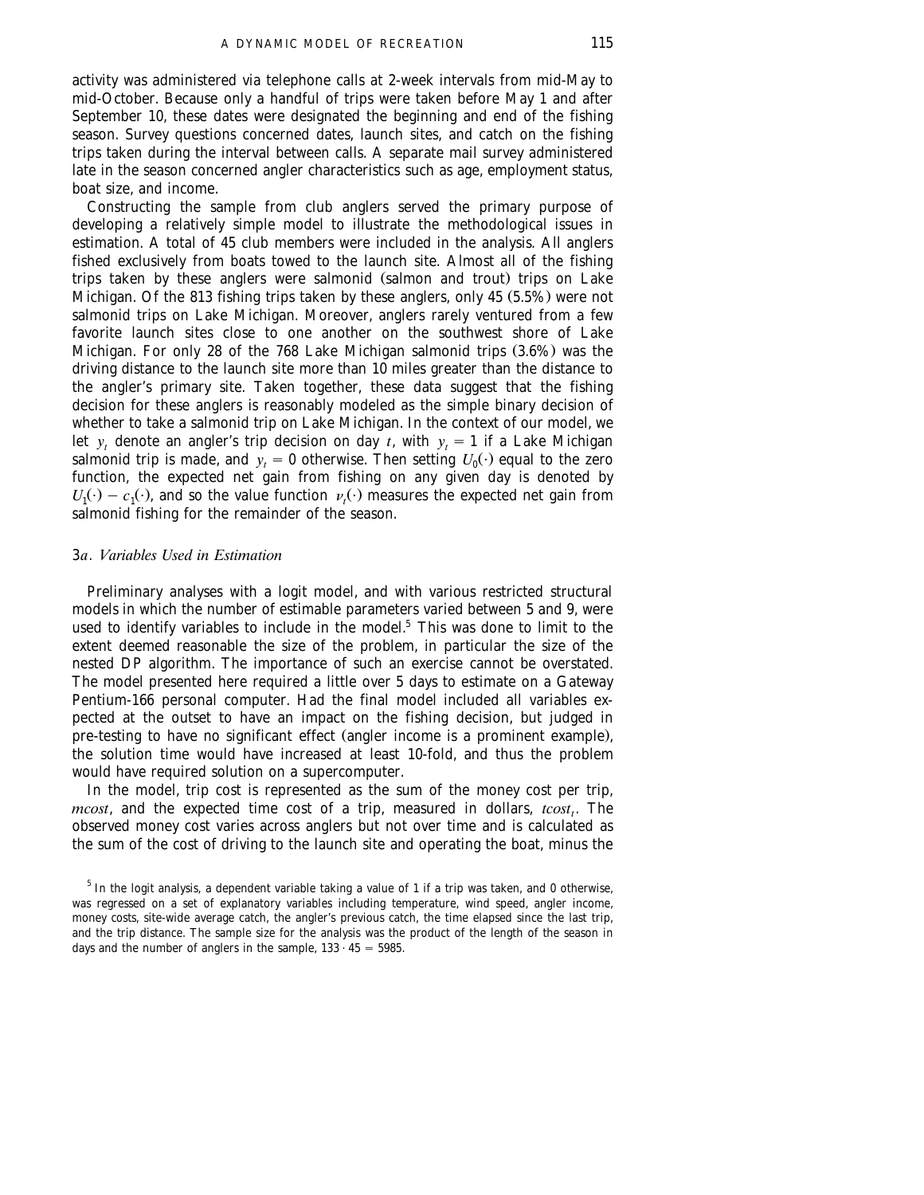activity was administered via telephone calls at 2-week intervals from mid-May to mid-October. Because only a handful of trips were taken before May 1 and after September 10, these dates were designated the beginning and end of the fishing season. Survey questions concerned dates, launch sites, and catch on the fishing trips taken during the interval between calls. A separate mail survey administered late in the season concerned angler characteristics such as age, employment status, boat size, and income.

Constructing the sample from club anglers served the primary purpose of developing a relatively simple model to illustrate the methodological issues in estimation. A total of 45 club members were included in the analysis. All anglers fished exclusively from boats towed to the launch site. Almost all of the fishing trips taken by these anglers were salmonid (salmon and trout) trips on Lake Michigan. Of the 813 fishing trips taken by these anglers, only 45 (5.5%) were not salmonid trips on Lake Michigan. Moreover, anglers rarely ventured from a few favorite launch sites close to one another on the southwest shore of Lake Michigan. For only 28 of the 768 Lake Michigan salmonid trips (3.6%) was the driving distance to the launch site more than 10 miles greater than the distance to the angler's primary site. Taken together, these data suggest that the fishing decision for these anglers is reasonably modeled as the simple binary decision of whether to take a salmonid trip on Lake Michigan. In the context of our model, we let $y_t$ denote an angler's trip decision on day $t$, with $y_t = 1$ if a Lake Michigan salmonid trip is made, and $y_t = 0$ otherwise. Then setting $U_0(\cdot)$ equal to the zero function, the expected net gain from fishing on any given day is denoted by $U_1(\cdot) - c_1(\cdot)$, and so the value function $\nu_t(\cdot)$ measures the expected net gain from salmonid fishing for the remainder of the season.

### 3a. *Variables Used in Estimation*

Preliminary analyses with a logit model, and with various restricted structural models in which the number of estimable parameters varied between 5 and 9, were used to identify variables to include in the model.[5] This was done to limit to the extent deemed reasonable the size of the problem, in particular the size of the nested DP algorithm. The importance of such an exercise cannot be overstated. The model presented here required a little over 5 days to estimate on a Gateway Pentium-166 personal computer. Had the final model included all variables expected at the outset to have an impact on the fishing decision, but judged in pre-testing to have no significant effect (angler income is a prominent example), the solution time would have increased at least 10-fold, and thus the problem would have required solution on a supercomputer.

In the model, trip cost is represented as the sum of the money cost per trip, *mcost*, and the expected time cost of a trip, measured in dollars, $tcost_t$. The observed money cost varies across anglers but not over time and is calculated as the sum of the cost of driving to the launch site and operating the boat, minus the

[5] In the logit analysis, a dependent variable taking a value of 1 if a trip was taken, and 0 otherwise, was regressed on a set of explanatory variables including temperature, wind speed, angler income, money costs, site-wide average catch, the angler's previous catch, the time elapsed since the last trip, and the trip distance. The sample size for the analysis was the product of the length of the season in days and the number of anglers in the sample, $133 \cdot 45 = 5985$.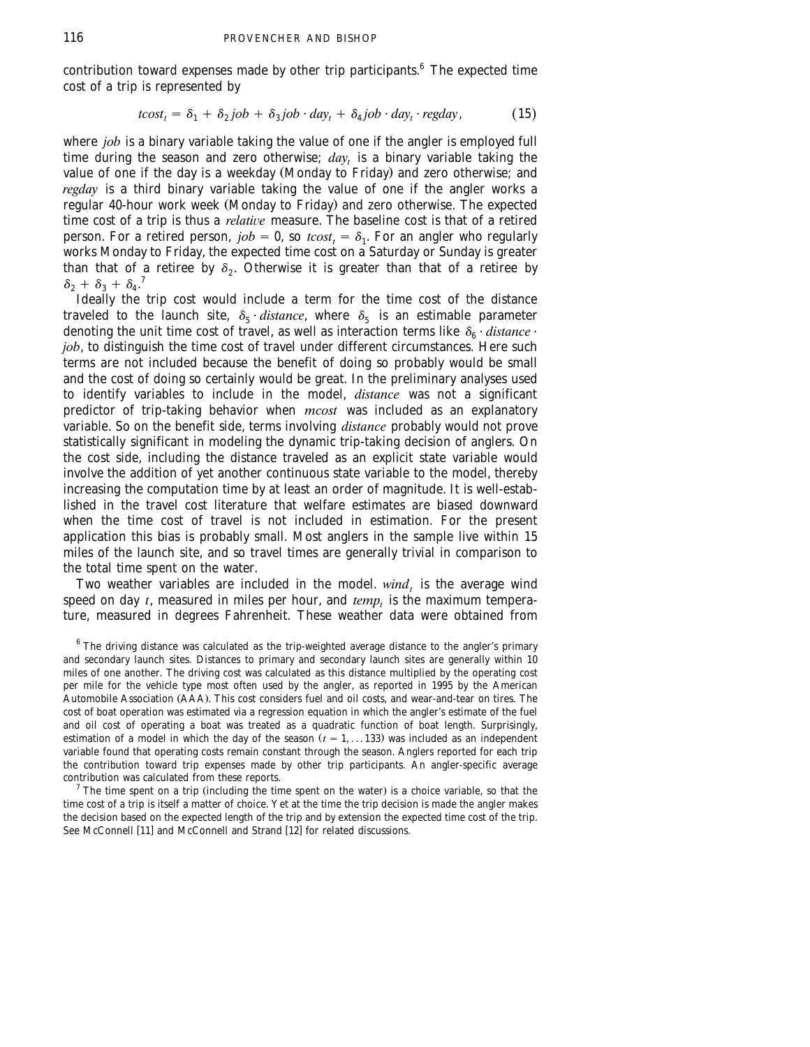contribution toward expenses made by other trip participants.[6] The expected time cost of a trip is represented by

$$tcost_t = \delta_1 + \delta_2 job + \delta_3 job \cdot day_t + \delta_4 job \cdot day_t \cdot regday, \tag{15}$$

where *job* is a binary variable taking the value of one if the angler is employed full time during the season and zero otherwise; $day_t$ is a binary variable taking the value of one if the day is a weekday (Monday to Friday) and zero otherwise; and *regday* is a third binary variable taking the value of one if the angler works a regular 40-hour work week (Monday to Friday) and zero otherwise. The expected time cost of a trip is thus a *relative* measure. The baseline cost is that of a retired person. For a retired person, $job = 0$, so $tcost_t = \delta_1$. For an angler who regularly works Monday to Friday, the expected time cost on a Saturday or Sunday is greater than that of a retiree by $\delta_2$. Otherwise it is greater than that of a retiree by $\delta_2 + \delta_3 + \delta_4$.[7]

Ideally the trip cost would include a term for the time cost of the distance traveled to the launch site, $\delta_5 \cdot distance$, where $\delta_5$ is an estimable parameter denoting the unit time cost of travel, as well as interaction terms like $\delta_6 \cdot distance \cdot job$, to distinguish the time cost of travel under different circumstances. Here such terms are not included because the benefit of doing so probably would be small and the cost of doing so certainly would be great. In the preliminary analyses used to identify variables to include in the model, *distance* was not a significant predictor of trip-taking behavior when *mcost* was included as an explanatory variable. So on the benefit side, terms involving *distance* probably would not prove statistically significant in modeling the dynamic trip-taking decision of anglers. On the cost side, including the distance traveled as an explicit state variable would involve the addition of yet another continuous state variable to the model, thereby increasing the computation time by at least an order of magnitude. It is well-established in the travel cost literature that welfare estimates are biased downward when the time cost of travel is not included in estimation. For the present application this bias is probably small. Most anglers in the sample live within 15 miles of the launch site, and so travel times are generally trivial in comparison to the total time spent on the water.

Two weather variables are included in the model. $wind_t$ is the average wind speed on day $t$, measured in miles per hour, and $temp_t$ is the maximum temperature, measured in degrees Fahrenheit. These weather data were obtained from

[6] The driving distance was calculated as the trip-weighted average distance to the angler's primary and secondary launch sites. Distances to primary and secondary launch sites are generally within 10 miles of one another. The driving cost was calculated as this distance multiplied by the operating cost per mile for the vehicle type most often used by the angler, as reported in 1995 by the American Automobile Association (AAA). This cost considers fuel and oil costs, and wear-and-tear on tires. The cost of boat operation was estimated via a regression equation in which the angler's estimate of the fuel and oil cost of operating a boat was treated as a quadratic function of boat length. Surprisingly, estimation of a model in which the day of the season ($t = 1, \ldots 133$) was included as an independent variable found that operating costs remain constant through the season. Anglers reported for each trip the contribution toward trip expenses made by other trip participants. An angler-specific average contribution was calculated from these reports.

[7] The time spent on a trip (including the time spent on the water) is a choice variable, so that the time cost of a trip is itself a matter of choice. Yet at the time the trip decision is made the angler makes the decision based on the expected length of the trip and by extension the expected time cost of the trip. See McConnell [11] and McConnell and Strand [12] for related discussions.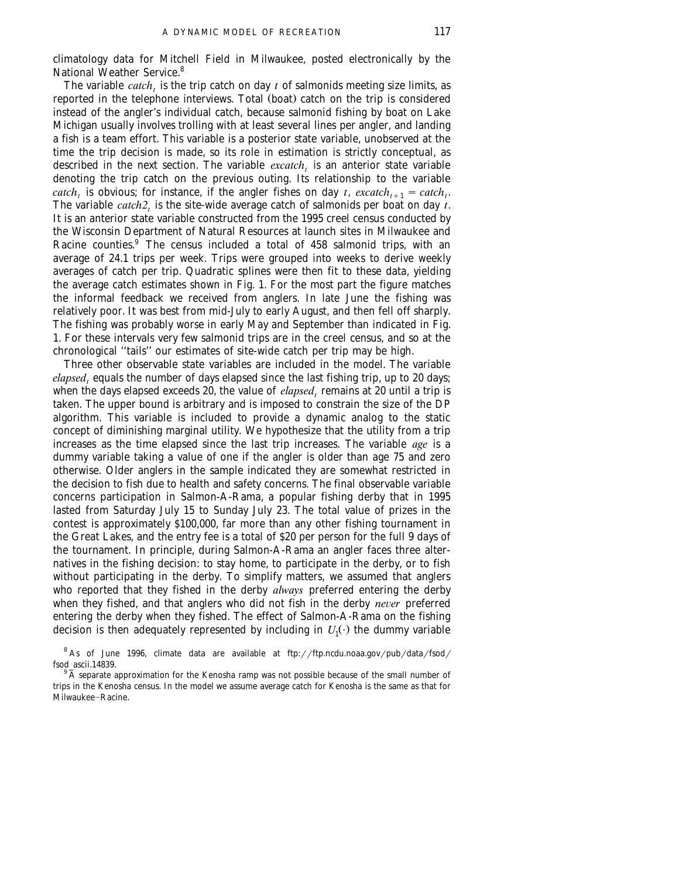climatology data for Mitchell Field in Milwaukee, posted electronically by the National Weather Service.[8]

The variable $catch_t$ is the trip catch on day $t$ of salmonids meeting size limits, as reported in the telephone interviews. Total (boat) catch on the trip is considered instead of the angler's individual catch, because salmonid fishing by boat on Lake Michigan usually involves trolling with at least several lines per angler, and landing a fish is a team effort. This variable is a posterior state variable, unobserved at the time the trip decision is made, so its role in estimation is strictly conceptual, as described in the next section. The variable $excatch_t$ is an anterior state variable denoting the trip catch on the previous outing. Its relationship to the variable $catch_t$ is obvious; for instance, if the angler fishes on day $t$, $excatch_{t+1} = catch_t$. The variable $catch2_t$ is the site-wide average catch of salmonids per boat on day $t$. It is an anterior state variable constructed from the 1995 creel census conducted by the Wisconsin Department of Natural Resources at launch sites in Milwaukee and Racine counties.[9] The census included a total of 458 salmonid trips, with an average of 24.1 trips per week. Trips were grouped into weeks to derive weekly averages of catch per trip. Quadratic splines were then fit to these data, yielding the average catch estimates shown in Fig. 1. For the most part the figure matches the informal feedback we received from anglers. In late June the fishing was relatively poor. It was best from mid-July to early August, and then fell off sharply. The fishing was probably worse in early May and September than indicated in Fig. 1. For these intervals very few salmonid trips are in the creel census, and so at the chronological "tails" our estimates of site-wide catch per trip may be high.

Three other observable state variables are included in the model. The variable $elapsed_t$ equals the number of days elapsed since the last fishing trip, up to 20 days; when the days elapsed exceeds 20, the value of $elapsed_t$ remains at 20 until a trip is taken. The upper bound is arbitrary and is imposed to constrain the size of the DP algorithm. This variable is included to provide a dynamic analog to the static concept of diminishing marginal utility. We hypothesize that the utility from a trip increases as the time elapsed since the last trip increases. The variable *age* is a dummy variable taking a value of one if the angler is older than age 75 and zero otherwise. Older anglers in the sample indicated they are somewhat restricted in the decision to fish due to health and safety concerns. The final observable variable concerns participation in Salmon-A-Rama, a popular fishing derby that in 1995 lasted from Saturday July 15 to Sunday July 23. The total value of prizes in the contest is approximately \$100,000, far more than any other fishing tournament in the Great Lakes, and the entry fee is a total of \$20 per person for the full 9 days of the tournament. In principle, during Salmon-A-Rama an angler faces three alternatives in the fishing decision: to stay home, to participate in the derby, or to fish without participating in the derby. To simplify matters, we assumed that anglers who reported that they fished in the derby *always* preferred entering the derby when they fished, and that anglers who did not fish in the derby *never* preferred entering the derby when they fished. The effect of Salmon-A-Rama on the fishing decision is then adequately represented by including in $U_1(\cdot)$ the dummy variable

[8] As of June 1996, climate data are available at ftp://ftp.ncdu.noaa.gov/pub/data/fsod/fsod_ascii.14839.

[9] A separate approximation for the Kenosha ramp was not possible because of the small number of trips in the Kenosha census. In the model we assume average catch for Kenosha is the same as that for Milwaukee–Racine.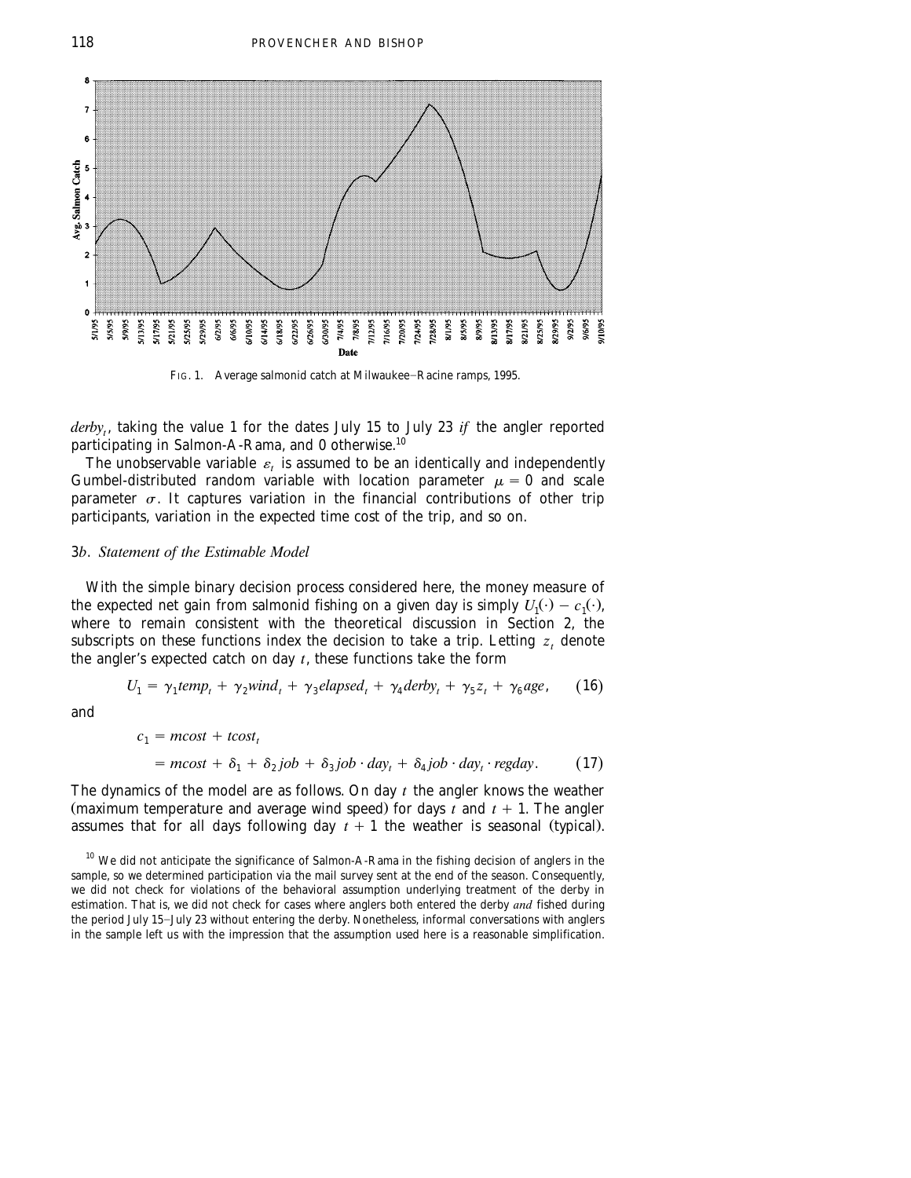FIG. 1. Average salmonid catch at Milwaukee–Racine ramps, 1995.

$derby_t$, taking the value 1 for the dates July 15 to July 23 *if* the angler reported participating in Salmon-A-Rama, and 0 otherwise.[10]

The unobservable variable $\varepsilon_t$ is assumed to be an identically and independently Gumbel-distributed random variable with location parameter $\mu = 0$ and scale parameter $\sigma$. It captures variation in the financial contributions of other trip participants, variation in the expected time cost of the trip, and so on.

### 3*b*. *Statement of the Estimable Model*

With the simple binary decision process considered here, the money measure of the expected net gain from salmonid fishing on a given day is simply $U_1(\cdot) - c_1(\cdot)$, where to remain consistent with the theoretical discussion in Section 2, the subscripts on these functions index the decision to take a trip. Letting $z_t$ denote the angler's expected catch on day $t$, these functions take the form

$$U_1 = \gamma_1 temp_t + \gamma_2 wind_t + \gamma_3 elapsed_t + \gamma_4 derby_t + \gamma_5 z_t + \gamma_6 age, \qquad (16)$$

and

$$\begin{aligned} c_1 &= mcost + tcost_t \\ &= mcost + \delta_1 + \delta_2 job + \delta_3 job \cdot day_t + \delta_4 job \cdot day_t \cdot regday. \qquad (17) \end{aligned}$$

The dynamics of the model are as follows. On day $t$ the angler knows the weather (maximum temperature and average wind speed) for days $t$ and $t + 1$. The angler assumes that for all days following day $t + 1$ the weather is seasonal (typical).

[10] We did not anticipate the significance of Salmon-A-Rama in the fishing decision of anglers in the sample, so we determined participation via the mail survey sent at the end of the season. Consequently, we did not check for violations of the behavioral assumption underlying treatment of the derby in estimation. That is, we did not check for cases where anglers both entered the derby *and* fished during the period July 15–July 23 without entering the derby. Nonetheless, informal conversations with anglers in the sample left us with the impression that the assumption used here is a reasonable simplification.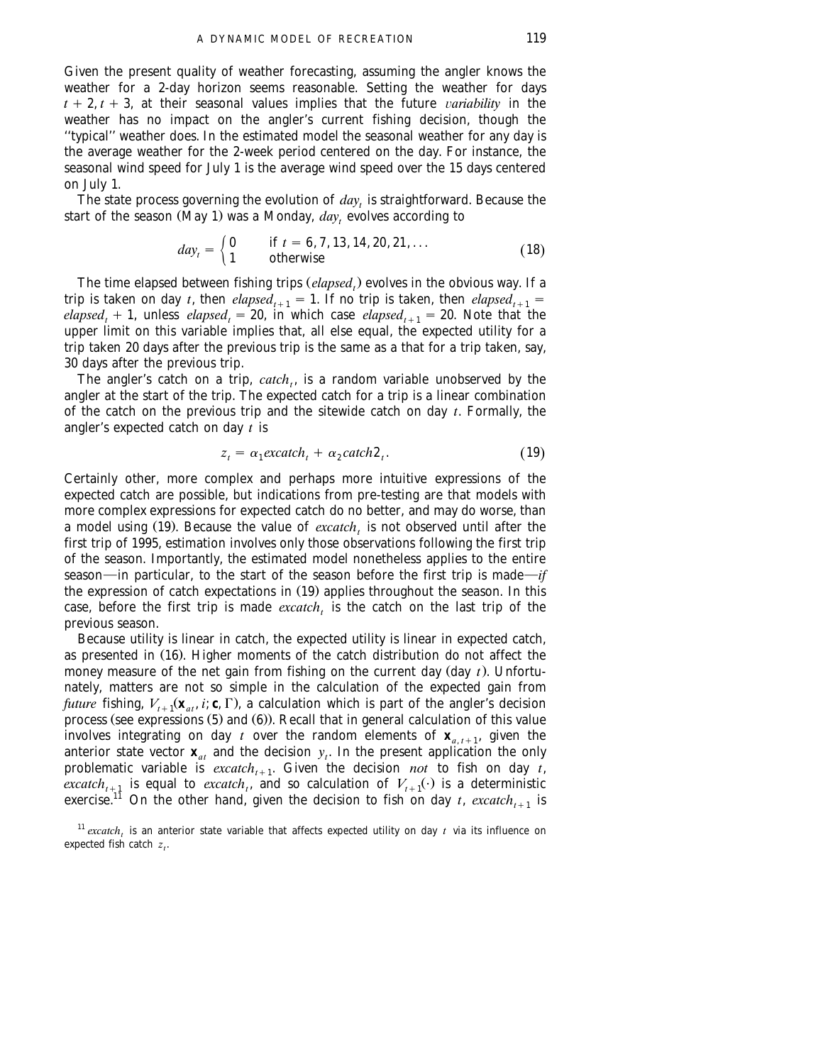Given the present quality of weather forecasting, assuming the angler knows the weather for a 2-day horizon seems reasonable. Setting the weather for days $t+2, t+3$, at their seasonal values implies that the future *variability* in the weather has no impact on the angler's current fishing decision, though the ''typical'' weather does. In the estimated model the seasonal weather for any day is the average weather for the 2-week period centered on the day. For instance, the seasonal wind speed for July 1 is the average wind speed over the 15 days centered on July 1.

The state process governing the evolution of $day_t$ is straightforward. Because the start of the season (May 1) was a Monday, $day_t$ evolves according to

$$day_t = \begin{cases} 0 & \text{if } t = 6, 7, 13, 14, 20, 21, \ldots \\ 1 & \text{otherwise} \end{cases} \tag{18}$$

The time elapsed between fishing trips ($elapsed_t$) evolves in the obvious way. If a trip is taken on day $t$, then $elapsed_{t+1} = 1$. If no trip is taken, then $elapsed_{t+1} = elapsed_t + 1$, unless $elapsed_t = 20$, in which case $elapsed_{t+1} = 20$. Note that the upper limit on this variable implies that, all else equal, the expected utility for a trip taken 20 days after the previous trip is the same as a that for a trip taken, say, 30 days after the previous trip.

The angler's catch on a trip, $catch_t$, is a random variable unobserved by the angler at the start of the trip. The expected catch for a trip is a linear combination of the catch on the previous trip and the sitewide catch on day $t$. Formally, the angler's expected catch on day $t$ is

$$z_t = \alpha_1 excatch_t + \alpha_2 catch2_t. \tag{19}$$

Certainly other, more complex and perhaps more intuitive expressions of the expected catch are possible, but indications from pre-testing are that models with more complex expressions for expected catch do no better, and may do worse, than a model using (19). Because the value of $excatch_t$ is not observed until after the first trip of 1995, estimation involves only those observations following the first trip of the season. Importantly, the estimated model nonetheless applies to the entire season—in particular, to the start of the season before the first trip is made—*if* the expression of catch expectations in (19) applies throughout the season. In this case, before the first trip is made $excatch_t$ is the catch on the last trip of the previous season.

Because utility is linear in catch, the expected utility is linear in expected catch, as presented in (16). Higher moments of the catch distribution do not affect the money measure of the net gain from fishing on the current day (day $t$). Unfortunately, matters are not so simple in the calculation of the expected gain from *future* fishing, $V_{t+1}(\mathbf{x}_{at}, i; \mathbf{c}, \Gamma)$, a calculation which is part of the angler's decision process (see expressions (5) and (6)). Recall that in general calculation of this value involves integrating on day $t$ over the random elements of $\mathbf{x}_{a,t+1}$, given the anterior state vector $\mathbf{x}_{at}$ and the decision $y_t$. In the present application the only problematic variable is $excatch_{t+1}$. Given the decision *not* to fish on day $t$, $excatch_{t+1}$ is equal to $excatch_t$, and so calculation of $V_{t+1}(\cdot)$ is a deterministic exercise.[11] On the other hand, given the decision to fish on day $t$, $excatch_{t+1}$ is

[11] $excatch_t$ is an anterior state variable that affects expected utility on day $t$ via its influence on expected fish catch $z_t$.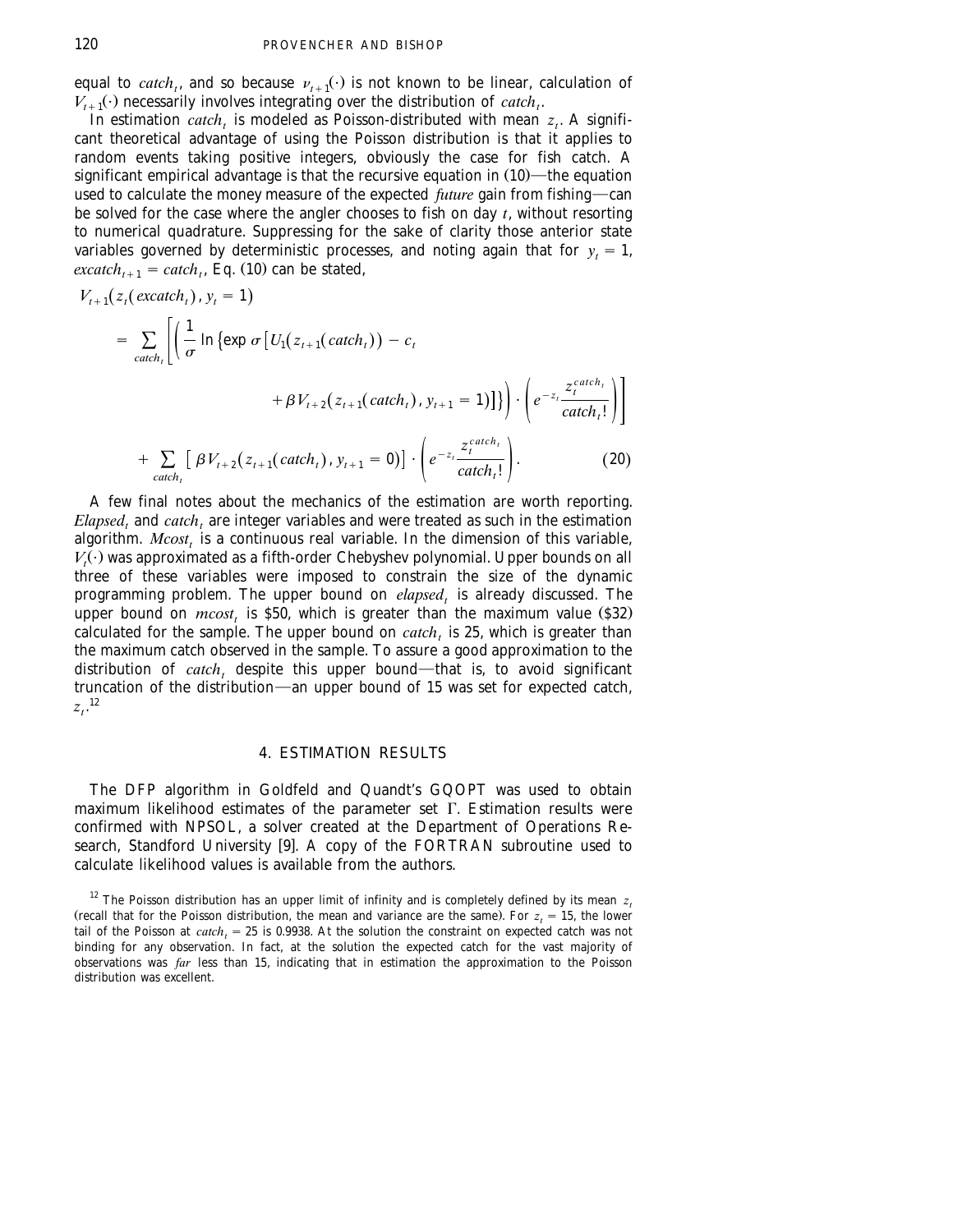equal to $catch_t$, and so because $\nu_{t+1}(\cdot)$ is not known to be linear, calculation of $V_{t+1}(\cdot)$ necessarily involves integrating over the distribution of $catch_t$.

In estimation $catch_t$ is modeled as Poisson-distributed with mean $z_t$. A significant theoretical advantage of using the Poisson distribution is that it applies to random events taking positive integers, obviously the case for fish catch. A significant empirical advantage is that the recursive equation in (10)—the equation used to calculate the money measure of the expected *future* gain from fishing—can be solved for the case where the angler chooses to fish on day $t$, without resorting to numerical quadrature. Suppressing for the sake of clarity those anterior state variables governed by deterministic processes, and noting again that for $y_t = 1$, $excatch_{t+1} = catch_t$, Eq. (10) can be stated,

$$
\begin{aligned}
V_{t+1}&(z_t(excatch_t), y_t = 1) \\
&= \sum_{catch_t} \left[ \left( \frac{1}{\sigma} \ln \left\{ \exp \sigma \left[ U_1(z_{t+1}(catch_t)) - c_t \right.\right.\right.\right. \\
&\qquad \left.\left.\left.\left. + \beta V_{t+2}(z_{t+1}(catch_t), y_{t+1} = 1) \right] \right\} \right) \cdot \left( e^{-z_t} \frac{z_t^{catch_t}}{catch_t!} \right) \right] \\
&\quad + \sum_{catch_t} \left[ \beta V_{t+2}(z_{t+1}(catch_t), y_{t+1} = 0) \right] \cdot \left( e^{-z_t} \frac{z_t^{catch_t}}{catch_t!} \right). \qquad (20)
\end{aligned}
$$

A few final notes about the mechanics of the estimation are worth reporting. $Elapsed_t$ and $catch_t$ are integer variables and were treated as such in the estimation algorithm. $Mcost_t$ is a continuous real variable. In the dimension of this variable, $V_t(\cdot)$ was approximated as a fifth-order Chebyshev polynomial. Upper bounds on all three of these variables were imposed to constrain the size of the dynamic programming problem. The upper bound on $elapsed_t$ is already discussed. The upper bound on $mcost_t$ is \$50, which is greater than the maximum value (\$32) calculated for the sample. The upper bound on $catch_t$ is 25, which is greater than the maximum catch observed in the sample. To assure a good approximation to the distribution of $catch_t$ despite this upper bound—that is, to avoid significant truncation of the distribution—an upper bound of 15 was set for expected catch, $z_t$.[12]

## 4. ESTIMATION RESULTS

The DFP algorithm in Goldfeld and Quandt's GQOPT was used to obtain maximum likelihood estimates of the parameter set $\Gamma$. Estimation results were confirmed with NPSOL, a solver created at the Department of Operations Research, Standford University [9]. A copy of the FORTRAN subroutine used to calculate likelihood values is available from the authors.

[12] The Poisson distribution has an upper limit of infinity and is completely defined by its mean $z_t$ (recall that for the Poisson distribution, the mean and variance are the same). For $z_t = 15$, the lower tail of the Poisson at $catch_t = 25$ is 0.9938. At the solution the constraint on expected catch was not binding for any observation. In fact, at the solution the expected catch for the vast majority of observations was *far* less than 15, indicating that in estimation the approximation to the Poisson distribution was excellent.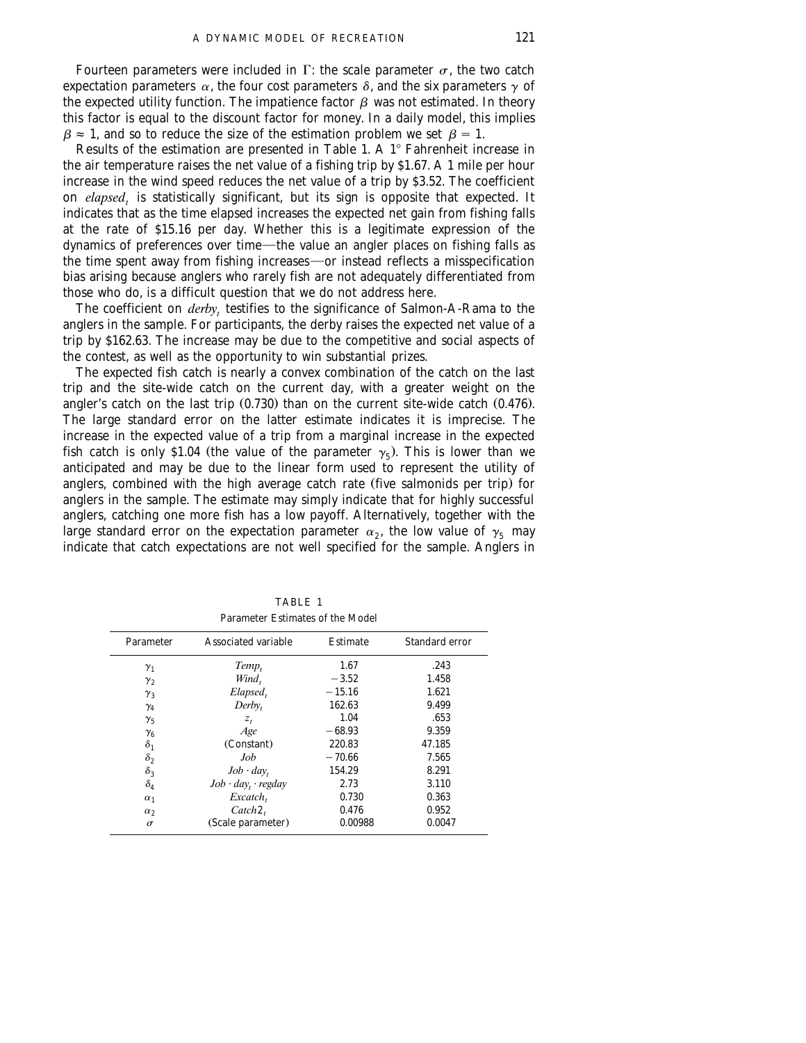Fourteen parameters were included in $\Gamma$: the scale parameter $\sigma$, the two catch expectation parameters $\alpha$, the four cost parameters $\delta$, and the six parameters $\gamma$ of the expected utility function. The impatience factor $\beta$ was not estimated. In theory this factor is equal to the discount factor for money. In a daily model, this implies $\beta \approx 1$, and so to reduce the size of the estimation problem we set $\beta = 1$.

Results of the estimation are presented in Table 1. A 1° Fahrenheit increase in the air temperature raises the net value of a fishing trip by $1.67. A 1 mile per hour increase in the wind speed reduces the net value of a trip by $3.52. The coefficient on $elapsed_t$ is statistically significant, but its sign is opposite that expected. It indicates that as the time elapsed increases the expected net gain from fishing falls at the rate of $15.16 per day. Whether this is a legitimate expression of the dynamics of preferences over time—the value an angler places on fishing falls as the time spent away from fishing increases—or instead reflects a misspecification bias arising because anglers who rarely fish are not adequately differentiated from those who do, is a difficult question that we do not address here.

The coefficient on $derby_t$ testifies to the significance of Salmon-A-Rama to the anglers in the sample. For participants, the derby raises the expected net value of a trip by $162.63. The increase may be due to the competitive and social aspects of the contest, as well as the opportunity to win substantial prizes.

The expected fish catch is nearly a convex combination of the catch on the last trip and the site-wide catch on the current day, with a greater weight on the angler's catch on the last trip (0.730) than on the current site-wide catch (0.476). The large standard error on the latter estimate indicates it is imprecise. The increase in the expected value of a trip from a marginal increase in the expected fish catch is only $1.04 (the value of the parameter $\gamma_5$). This is lower than we anticipated and may be due to the linear form used to represent the utility of anglers, combined with the high average catch rate (five salmonids per trip) for anglers in the sample. The estimate may simply indicate that for highly successful anglers, catching one more fish has a low payoff. Alternatively, together with the large standard error on the expectation parameter $\alpha_2$, the low value of $\gamma_5$ may indicate that catch expectations are not well specified for the sample. Anglers in

TABLE 1
Parameter Estimates of the Model

| Parameter | Associated variable | Estimate | Standard error |
|---|---|---|---|
| $\gamma_1$ | $Temp_t$ | 1.67 | .243 |
| $\gamma_2$ | $Wind_t$ | −3.52 | 1.458 |
| $\gamma_3$ | $Elapsed_t$ | −15.16 | 1.621 |
| $\gamma_4$ | $Derby_t$ | 162.63 | 9.499 |
| $\gamma_5$ | $z_t$ | 1.04 | .653 |
| $\gamma_6$ | $Age$ | −68.93 | 9.359 |
| $\delta_1$ | (Constant) | 220.83 | 47.185 |
| $\delta_2$ | $Job$ | −70.66 | 7.565 |
| $\delta_3$ | $Job \cdot day_t$ | 154.29 | 8.291 |
| $\delta_4$ | $Job \cdot day_t \cdot regday$ | 2.73 | 3.110 |
| $\alpha_1$ | $Excatch_t$ | 0.730 | 0.363 |
| $\alpha_2$ | $Catch2_t$ | 0.476 | 0.952 |
| $\sigma$ | (Scale parameter) | 0.00988 | 0.0047 |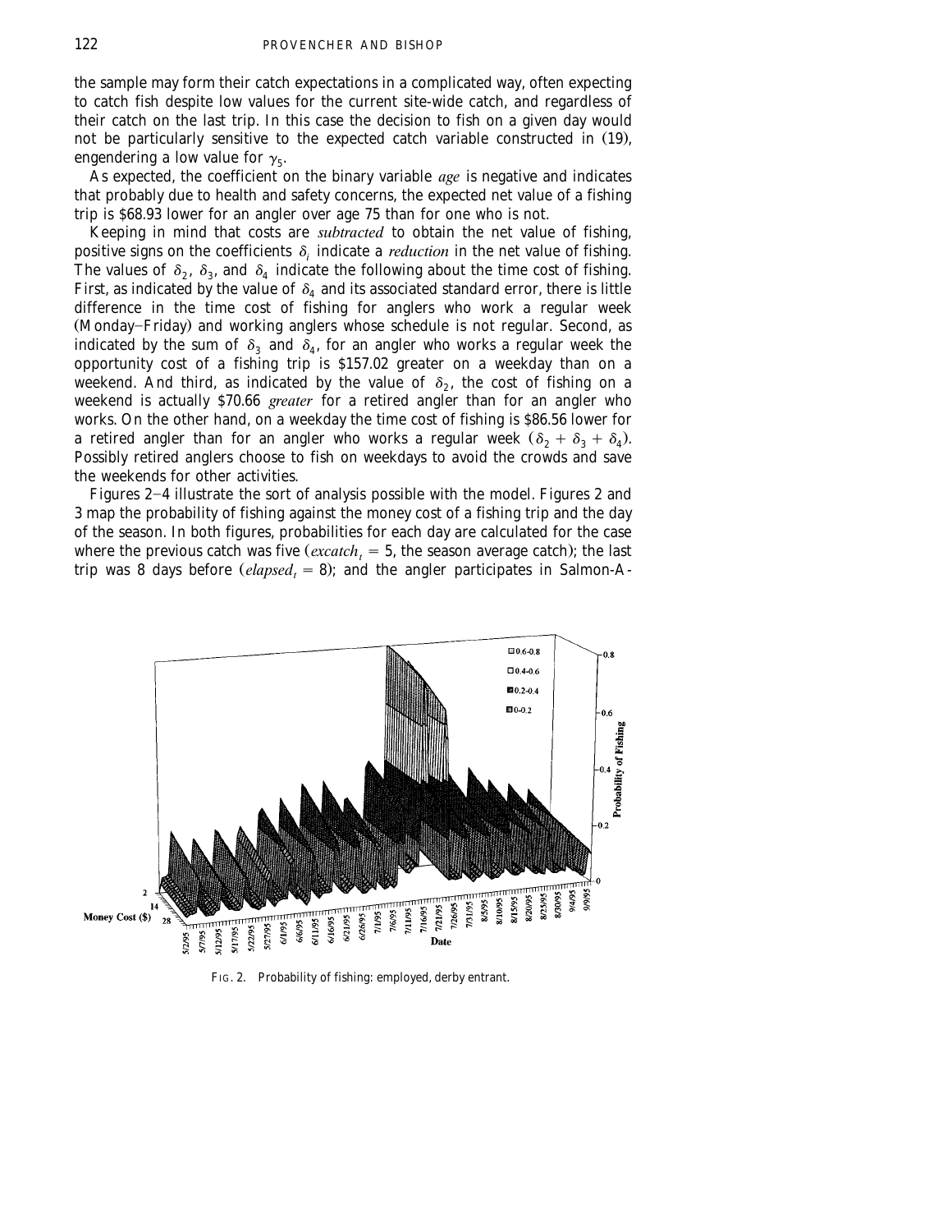the sample may form their catch expectations in a complicated way, often expecting to catch fish despite low values for the current site-wide catch, and regardless of their catch on the last trip. In this case the decision to fish on a given day would not be particularly sensitive to the expected catch variable constructed in (19), engendering a low value for $\gamma_5$.

As expected, the coefficient on the binary variable *age* is negative and indicates that probably due to health and safety concerns, the expected net value of a fishing trip is \$68.93 lower for an angler over age 75 than for one who is not.

Keeping in mind that costs are *subtracted* to obtain the net value of fishing, positive signs on the coefficients $\delta_i$ indicate a *reduction* in the net value of fishing. The values of $\delta_2$, $\delta_3$, and $\delta_4$ indicate the following about the time cost of fishing. First, as indicated by the value of $\delta_4$ and its associated standard error, there is little difference in the time cost of fishing for anglers who work a regular week (Monday–Friday) and working anglers whose schedule is not regular. Second, as indicated by the sum of $\delta_3$ and $\delta_4$, for an angler who works a regular week the opportunity cost of a fishing trip is \$157.02 greater on a weekday than on a weekend. And third, as indicated by the value of $\delta_2$, the cost of fishing on a weekend is actually \$70.66 *greater* for a retired angler than for an angler who works. On the other hand, on a weekday the time cost of fishing is \$86.56 lower for a retired angler than for an angler who works a regular week ($\delta_2 + \delta_3 + \delta_4$). Possibly retired anglers choose to fish on weekdays to avoid the crowds and save the weekends for other activities.

Figures 2–4 illustrate the sort of analysis possible with the model. Figures 2 and 3 map the probability of fishing against the money cost of a fishing trip and the day of the season. In both figures, probabilities for each day are calculated for the case where the previous catch was five ($excatch_t = 5$, the season average catch); the last trip was 8 days before ($elapsed_t = 8$); and the angler participates in Salmon-A-

FIG. 2. Probability of fishing: employed, derby entrant.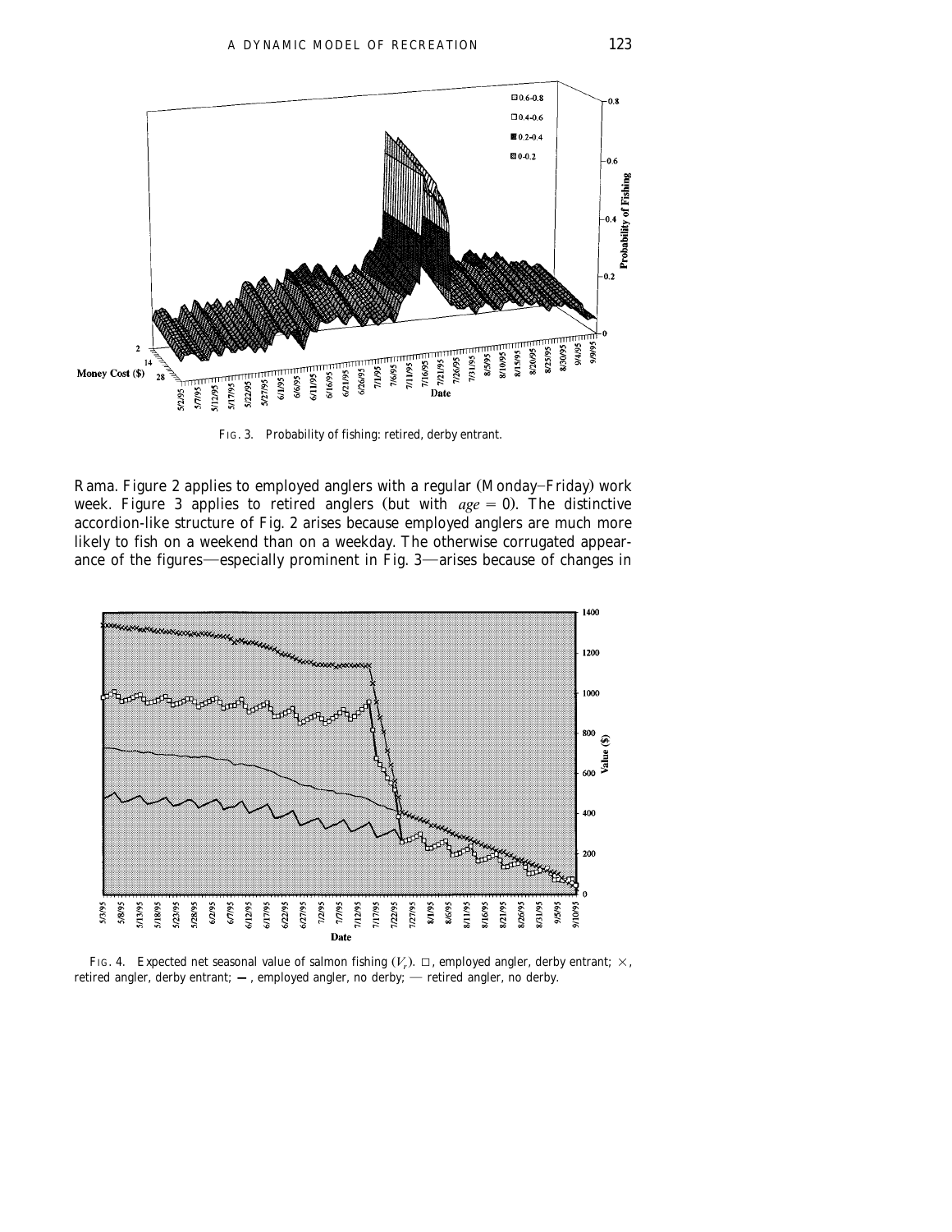FIG. 3. Probability of fishing: retired, derby entrant.

Rama. Figure 2 applies to employed anglers with a regular (Monday–Friday) work week. Figure 3 applies to retired anglers (but with $age = 0$). The distinctive accordion-like structure of Fig. 2 arises because employed anglers are much more likely to fish on a weekend than on a weekday. The otherwise corrugated appearance of the figures—especially prominent in Fig. 3—arises because of changes in

FIG. 4. Expected net seasonal value of salmon fishing ($V_t$). □, employed angler, derby entrant; ×, retired angler, derby entrant; —, employed angler, no derby; — retired angler, no derby.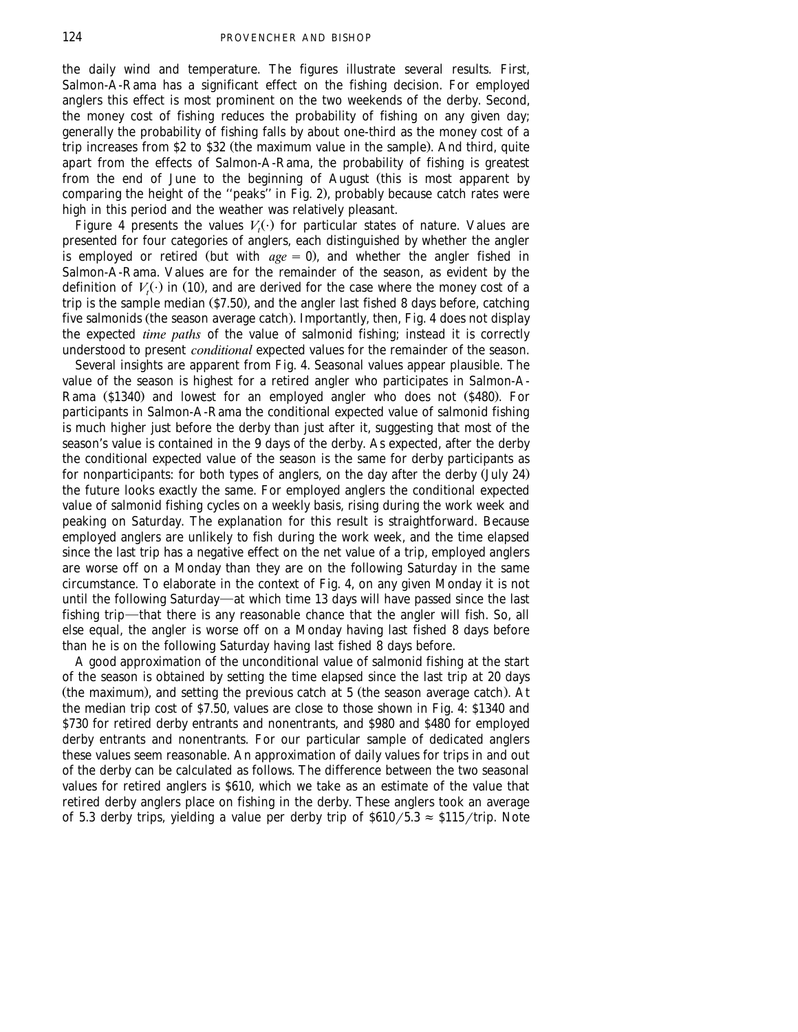the daily wind and temperature. The figures illustrate several results. First, Salmon-A-Rama has a significant effect on the fishing decision. For employed anglers this effect is most prominent on the two weekends of the derby. Second, the money cost of fishing reduces the probability of fishing on any given day; generally the probability of fishing falls by about one-third as the money cost of a trip increases from \$2 to \$32 (the maximum value in the sample). And third, quite apart from the effects of Salmon-A-Rama, the probability of fishing is greatest from the end of June to the beginning of August (this is most apparent by comparing the height of the ''peaks'' in Fig. 2), probably because catch rates were high in this period and the weather was relatively pleasant.

Figure 4 presents the values $V_t(\cdot)$ for particular states of nature. Values are presented for four categories of anglers, each distinguished by whether the angler is employed or retired (but with $age = 0$), and whether the angler fished in Salmon-A-Rama. Values are for the remainder of the season, as evident by the definition of $V_t(\cdot)$ in (10), and are derived for the case where the money cost of a trip is the sample median (\$7.50), and the angler last fished 8 days before, catching five salmonids (the season average catch). Importantly, then, Fig. 4 does not display the expected *time paths* of the value of salmonid fishing; instead it is correctly understood to present *conditional* expected values for the remainder of the season.

Several insights are apparent from Fig. 4. Seasonal values appear plausible. The value of the season is highest for a retired angler who participates in Salmon-A-Rama (\$1340) and lowest for an employed angler who does not (\$480). For participants in Salmon-A-Rama the conditional expected value of salmonid fishing is much higher just before the derby than just after it, suggesting that most of the season's value is contained in the 9 days of the derby. As expected, after the derby the conditional expected value of the season is the same for derby participants as for nonparticipants: for both types of anglers, on the day after the derby (July 24) the future looks exactly the same. For employed anglers the conditional expected value of salmonid fishing cycles on a weekly basis, rising during the work week and peaking on Saturday. The explanation for this result is straightforward. Because employed anglers are unlikely to fish during the work week, and the time elapsed since the last trip has a negative effect on the net value of a trip, employed anglers are worse off on a Monday than they are on the following Saturday in the same circumstance. To elaborate in the context of Fig. 4, on any given Monday it is not until the following Saturday—at which time 13 days will have passed since the last fishing trip—that there is any reasonable chance that the angler will fish. So, all else equal, the angler is worse off on a Monday having last fished 8 days before than he is on the following Saturday having last fished 8 days before.

A good approximation of the unconditional value of salmonid fishing at the start of the season is obtained by setting the time elapsed since the last trip at 20 days (the maximum), and setting the previous catch at 5 (the season average catch). At the median trip cost of \$7.50, values are close to those shown in Fig. 4: \$1340 and \$730 for retired derby entrants and nonentrants, and \$980 and \$480 for employed derby entrants and nonentrants. For our particular sample of dedicated anglers these values seem reasonable. An approximation of daily values for trips in and out of the derby can be calculated as follows. The difference between the two seasonal values for retired anglers is \$610, which we take as an estimate of the value that retired derby anglers place on fishing in the derby. These anglers took an average of 5.3 derby trips, yielding a value per derby trip of $\$610/5.3 \approx \$115/\text{trip}$. Note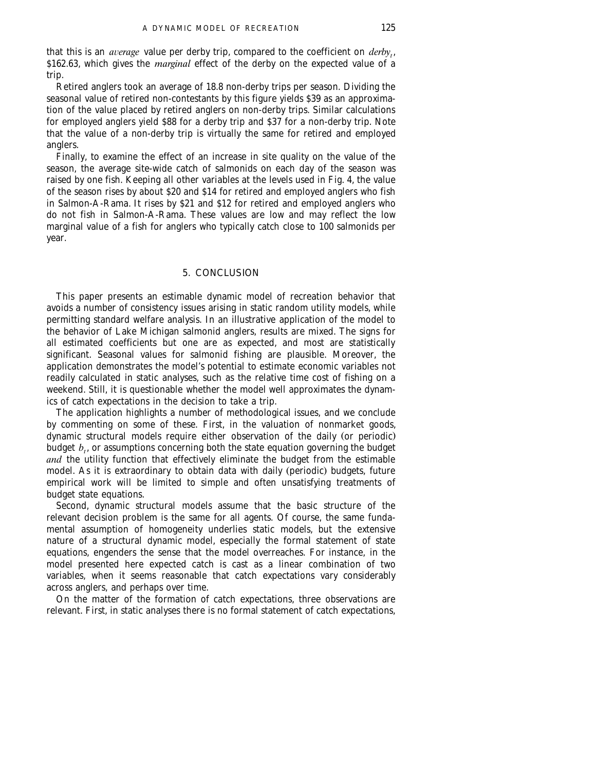that this is an *average* value per derby trip, compared to the coefficient on $derby_t$, \$162.63, which gives the *marginal* effect of the derby on the expected value of a trip.

Retired anglers took an average of 18.8 non-derby trips per season. Dividing the seasonal value of retired non-contestants by this figure yields \$39 as an approximation of the value placed by retired anglers on non-derby trips. Similar calculations for employed anglers yield \$88 for a derby trip and \$37 for a non-derby trip. Note that the value of a non-derby trip is virtually the same for retired and employed anglers.

Finally, to examine the effect of an increase in site quality on the value of the season, the average site-wide catch of salmonids on each day of the season was raised by one fish. Keeping all other variables at the levels used in Fig. 4, the value of the season rises by about \$20 and \$14 for retired and employed anglers who fish in Salmon-A-Rama. It rises by \$21 and \$12 for retired and employed anglers who do not fish in Salmon-A-Rama. These values are low and may reflect the low marginal value of a fish for anglers who typically catch close to 100 salmonids per year.

## 5. CONCLUSION

This paper presents an estimable dynamic model of recreation behavior that avoids a number of consistency issues arising in static random utility models, while permitting standard welfare analysis. In an illustrative application of the model to the behavior of Lake Michigan salmonid anglers, results are mixed. The signs for all estimated coefficients but one are as expected, and most are statistically significant. Seasonal values for salmonid fishing are plausible. Moreover, the application demonstrates the model's potential to estimate economic variables not readily calculated in static analyses, such as the relative time cost of fishing on a weekend. Still, it is questionable whether the model well approximates the dynamics of catch expectations in the decision to take a trip.

The application highlights a number of methodological issues, and we conclude by commenting on some of these. First, in the valuation of nonmarket goods, dynamic structural models require either observation of the daily (or periodic) budget $b_t$, or assumptions concerning both the state equation governing the budget *and* the utility function that effectively eliminate the budget from the estimable model. As it is extraordinary to obtain data with daily (periodic) budgets, future empirical work will be limited to simple and often unsatisfying treatments of budget state equations.

Second, dynamic structural models assume that the basic structure of the relevant decision problem is the same for all agents. Of course, the same fundamental assumption of homogeneity underlies static models, but the extensive nature of a structural dynamic model, especially the formal statement of state equations, engenders the sense that the model overreaches. For instance, in the model presented here expected catch is cast as a linear combination of two variables, when it seems reasonable that catch expectations vary considerably across anglers, and perhaps over time.

On the matter of the formation of catch expectations, three observations are relevant. First, in static analyses there is no formal statement of catch expectations,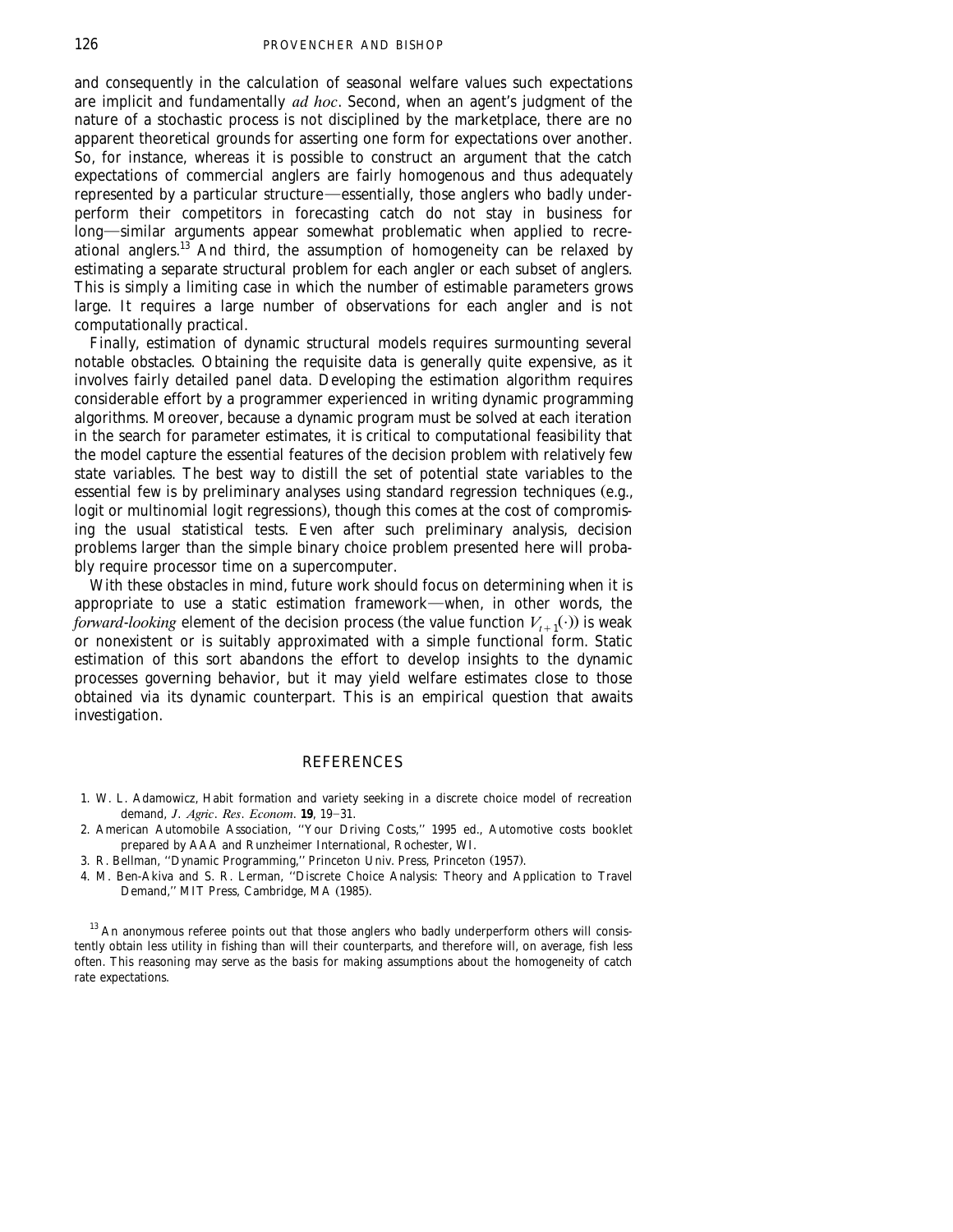and consequently in the calculation of seasonal welfare values such expectations are implicit and fundamentally *ad hoc*. Second, when an agent's judgment of the nature of a stochastic process is not disciplined by the marketplace, there are no apparent theoretical grounds for asserting one form for expectations over another. So, for instance, whereas it is possible to construct an argument that the catch expectations of commercial anglers are fairly homogenous and thus adequately represented by a particular structure—essentially, those anglers who badly underperform their competitors in forecasting catch do not stay in business for long—similar arguments appear somewhat problematic when applied to recreational anglers.[13] And third, the assumption of homogeneity can be relaxed by estimating a separate structural problem for each angler or each subset of anglers. This is simply a limiting case in which the number of estimable parameters grows large. It requires a large number of observations for each angler and is not computationally practical.

Finally, estimation of dynamic structural models requires surmounting several notable obstacles. Obtaining the requisite data is generally quite expensive, as it involves fairly detailed panel data. Developing the estimation algorithm requires considerable effort by a programmer experienced in writing dynamic programming algorithms. Moreover, because a dynamic program must be solved at each iteration in the search for parameter estimates, it is critical to computational feasibility that the model capture the essential features of the decision problem with relatively few state variables. The best way to distill the set of potential state variables to the essential few is by preliminary analyses using standard regression techniques (e.g., logit or multinomial logit regressions), though this comes at the cost of compromising the usual statistical tests. Even after such preliminary analysis, decision problems larger than the simple binary choice problem presented here will probably require processor time on a supercomputer.

With these obstacles in mind, future work should focus on determining when it is appropriate to use a static estimation framework—when, in other words, the *forward-looking* element of the decision process (the value function $V_{t+1}(\cdot)$) is weak or nonexistent or is suitably approximated with a simple functional form. Static estimation of this sort abandons the effort to develop insights to the dynamic processes governing behavior, but it may yield welfare estimates close to those obtained via its dynamic counterpart. This is an empirical question that awaits investigation.

## REFERENCES

1. W. L. Adamowicz, Habit formation and variety seeking in a discrete choice model of recreation demand, *J. Agric. Res. Econom.* **19**, 19–31.
2. American Automobile Association, ''Your Driving Costs,'' 1995 ed., Automotive costs booklet prepared by AAA and Runzheimer International, Rochester, WI.
3. R. Bellman, ''Dynamic Programming,'' Princeton Univ. Press, Princeton (1957).
4. M. Ben-Akiva and S. R. Lerman, ''Discrete Choice Analysis: Theory and Application to Travel Demand,'' MIT Press, Cambridge, MA (1985).

[13] An anonymous referee points out that those anglers who badly underperform others will consistently obtain less utility in fishing than will their counterparts, and therefore will, on average, fish less often. This reasoning may serve as the basis for making assumptions about the homogeneity of catch rate expectations.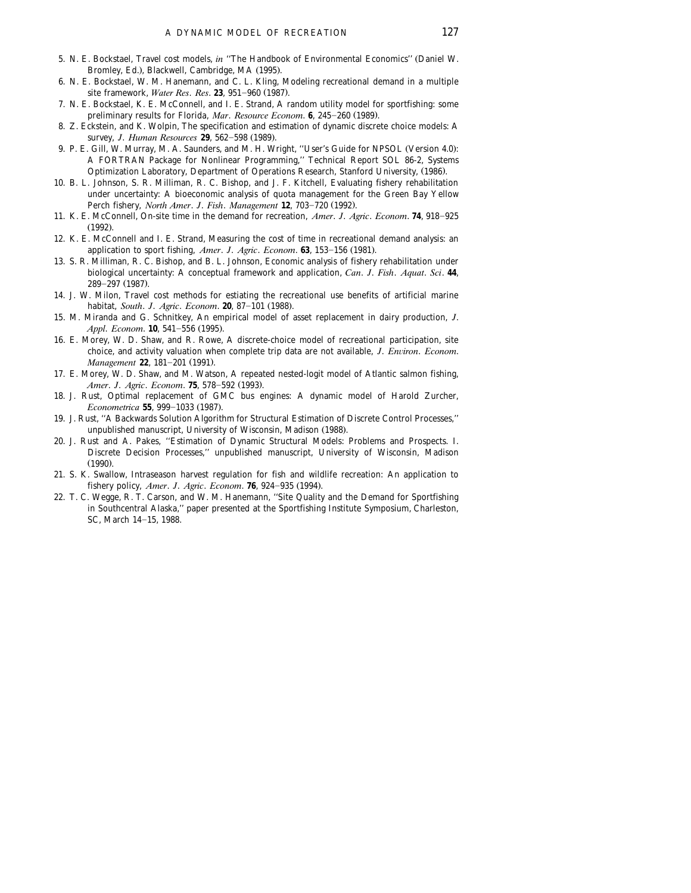5. N. E. Bockstael, Travel cost models, *in* ''The Handbook of Environmental Economics'' (Daniel W. Bromley, Ed.), Blackwell, Cambridge, MA (1995).
6. N. E. Bockstael, W. M. Hanemann, and C. L. Kling, Modeling recreational demand in a multiple site framework, *Water Res. Res.* **23**, 951–960 (1987).
7. N. E. Bockstael, K. E. McConnell, and I. E. Strand, A random utility model for sportfishing: some preliminary results for Florida, *Mar. Resource Econom.* **6**, 245–260 (1989).
8. Z. Eckstein, and K. Wolpin, The specification and estimation of dynamic discrete choice models: A survey, *J. Human Resources* **29**, 562–598 (1989).
9. P. E. Gill, W. Murray, M. A. Saunders, and M. H. Wright, ''User's Guide for NPSOL (Version 4.0): A FORTRAN Package for Nonlinear Programming,'' Technical Report SOL 86-2, Systems Optimization Laboratory, Department of Operations Research, Stanford University, (1986).
10. B. L. Johnson, S. R. Milliman, R. C. Bishop, and J. F. Kitchell, Evaluating fishery rehabilitation under uncertainty: A bioeconomic analysis of quota management for the Green Bay Yellow Perch fishery, *North Amer. J. Fish. Management* **12**, 703–720 (1992).
11. K. E. McConnell, On-site time in the demand for recreation, *Amer. J. Agric. Econom.* **74**, 918–925 (1992).
12. K. E. McConnell and I. E. Strand, Measuring the cost of time in recreational demand analysis: an application to sport fishing, *Amer. J. Agric. Econom.* **63**, 153–156 (1981).
13. S. R. Milliman, R. C. Bishop, and B. L. Johnson, Economic analysis of fishery rehabilitation under biological uncertainty: A conceptual framework and application, *Can. J. Fish. Aquat. Sci.* **44**, 289–297 (1987).
14. J. W. Milon, Travel cost methods for estiating the recreational use benefits of artificial marine habitat, *South. J. Agric. Econom.* **20**, 87–101 (1988).
15. M. Miranda and G. Schnitkey, An empirical model of asset replacement in dairy production, *J. Appl. Econom.* **10**, 541–556 (1995).
16. E. Morey, W. D. Shaw, and R. Rowe, A discrete-choice model of recreational participation, site choice, and activity valuation when complete trip data are not available, *J. Environ. Econom. Management* **22**, 181–201 (1991).
17. E. Morey, W. D. Shaw, and M. Watson, A repeated nested-logit model of Atlantic salmon fishing, *Amer. J. Agric. Econom.* **75**, 578–592 (1993).
18. J. Rust, Optimal replacement of GMC bus engines: A dynamic model of Harold Zurcher, *Econometrica* **55**, 999–1033 (1987).
19. J. Rust, ''A Backwards Solution Algorithm for Structural Estimation of Discrete Control Processes,'' unpublished manuscript, University of Wisconsin, Madison (1988).
20. J. Rust and A. Pakes, ''Estimation of Dynamic Structural Models: Problems and Prospects. I. Discrete Decision Processes,'' unpublished manuscript, University of Wisconsin, Madison (1990).
21. S. K. Swallow, Intraseason harvest regulation for fish and wildlife recreation: An application to fishery policy, *Amer. J. Agric. Econom.* **76**, 924–935 (1994).
22. T. C. Wegge, R. T. Carson, and W. M. Hanemann, ''Site Quality and the Demand for Sportfishing in Southcentral Alaska,'' paper presented at the Sportfishing Institute Symposium, Charleston, SC, March 14–15, 1988.